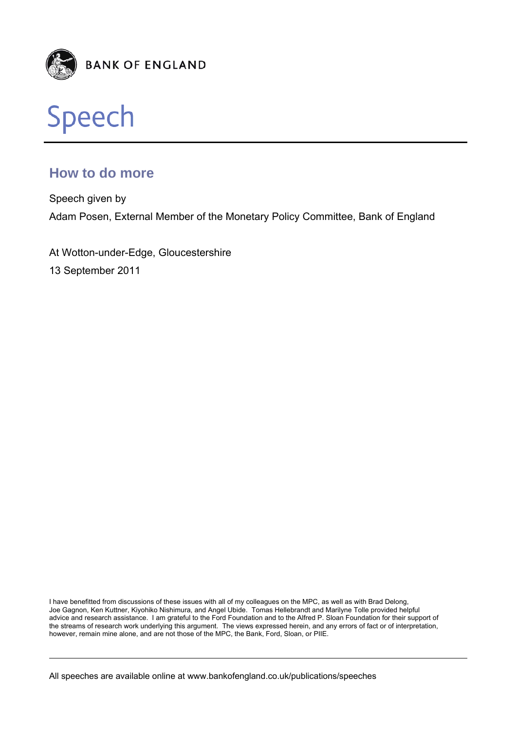BANK OF ENGLAND

# Speech

## How to do more

Speech given by

Adam Posen, External Member of the Monetary Policy Committee, Bank of England

At Wotton-under-Edge, Gloucestershire

13 September 2011

I have benefitted from discussions of these issues with all of my colleagues on the MPC, as well as with Brad Delong, Joe Gagnon, Ken Kuttner, Kiyohiko Nishimura, and Angel Ubide. Tomas Hellebrandt and Marilyne Tolle provided helpful advice and research assistance. I am grateful to the Ford Foundation and to the Alfred P. Sloan Foundation for their support of the streams of research work underlying this argument. The views expressed herein, and any errors of fact or of interpretation, however, remain mine alone, and are not those of the MPC, the Bank, Ford, Sloan, or PIIE.

All speeches are available online at www.bankofengland.co.uk/publications/speeches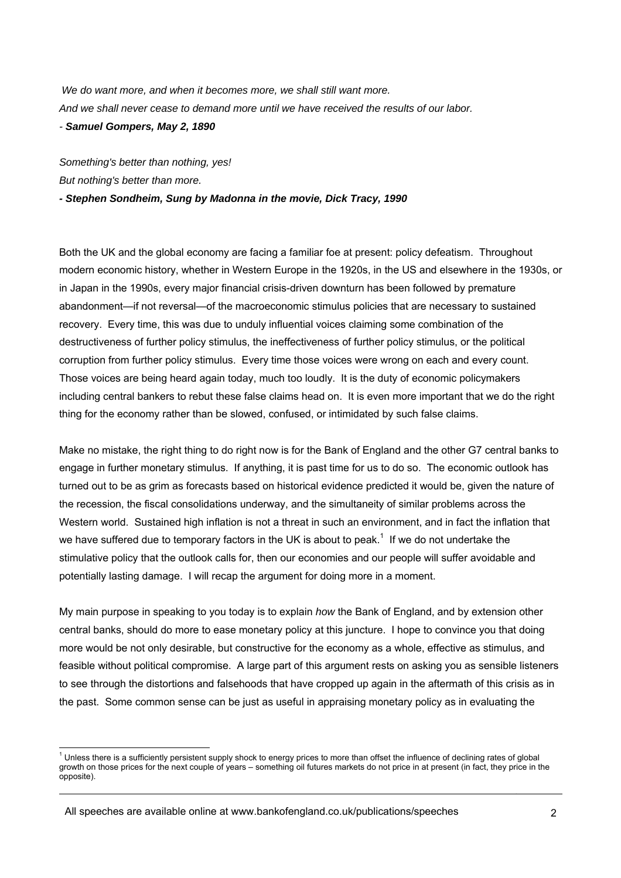*We do want more, and when it becomes more, we shall still want more.*
*And we shall never cease to demand more until we have received the results of our labor.*
- ***Samuel Gompers, May 2, 1890***

*Something's better than nothing, yes!*
*But nothing's better than more.*
***- Stephen Sondheim, Sung by Madonna in the movie, Dick Tracy, 1990***

Both the UK and the global economy are facing a familiar foe at present: policy defeatism. Throughout modern economic history, whether in Western Europe in the 1920s, in the US and elsewhere in the 1930s, or in Japan in the 1990s, every major financial crisis-driven downturn has been followed by premature abandonment—if not reversal—of the macroeconomic stimulus policies that are necessary to sustained recovery. Every time, this was due to unduly influential voices claiming some combination of the destructiveness of further policy stimulus, the ineffectiveness of further policy stimulus, or the political corruption from further policy stimulus. Every time those voices were wrong on each and every count. Those voices are being heard again today, much too loudly. It is the duty of economic policymakers including central bankers to rebut these false claims head on. It is even more important that we do the right thing for the economy rather than be slowed, confused, or intimidated by such false claims.

Make no mistake, the right thing to do right now is for the Bank of England and the other G7 central banks to engage in further monetary stimulus. If anything, it is past time for us to do so. The economic outlook has turned out to be as grim as forecasts based on historical evidence predicted it would be, given the nature of the recession, the fiscal consolidations underway, and the simultaneity of similar problems across the Western world. Sustained high inflation is not a threat in such an environment, and in fact the inflation that we have suffered due to temporary factors in the UK is about to peak.[1] If we do not undertake the stimulative policy that the outlook calls for, then our economies and our people will suffer avoidable and potentially lasting damage. I will recap the argument for doing more in a moment.

My main purpose in speaking to you today is to explain *how* the Bank of England, and by extension other central banks, should do more to ease monetary policy at this juncture. I hope to convince you that doing more would be not only desirable, but constructive for the economy as a whole, effective as stimulus, and feasible without political compromise. A large part of this argument rests on asking you as sensible listeners to see through the distortions and falsehoods that have cropped up again in the aftermath of this crisis as in the past. Some common sense can be just as useful in appraising monetary policy as in evaluating the

[1] Unless there is a sufficiently persistent supply shock to energy prices to more than offset the influence of declining rates of global growth on those prices for the next couple of years – something oil futures markets do not price in at present (in fact, they price in the opposite).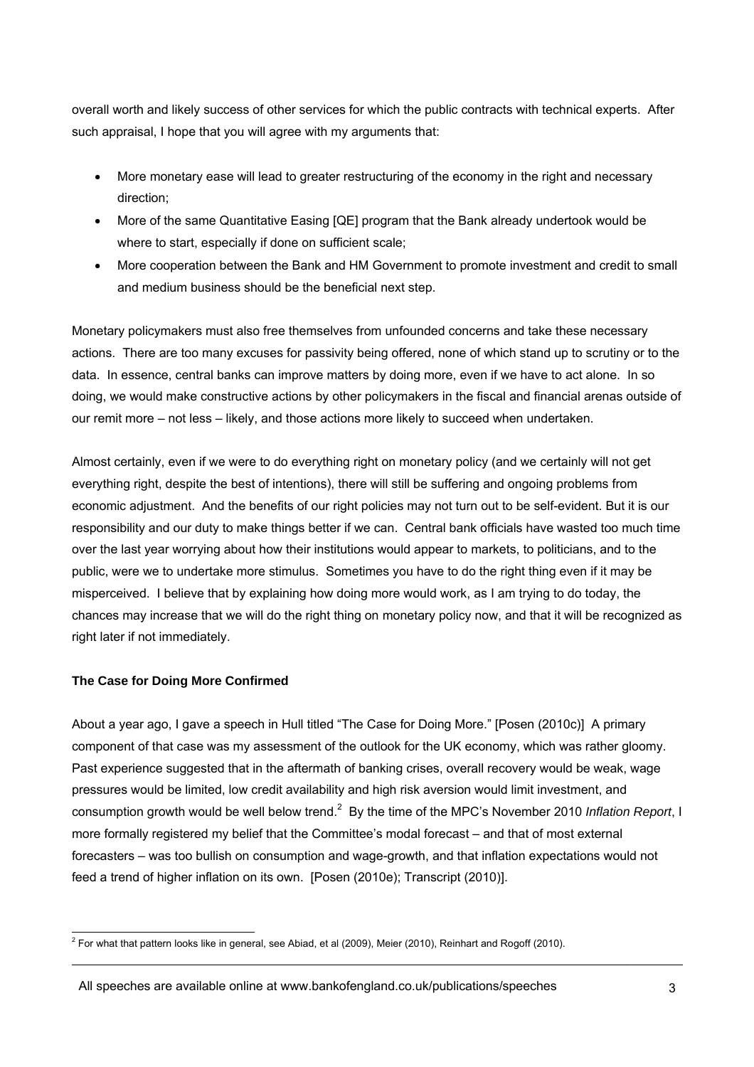overall worth and likely success of other services for which the public contracts with technical experts. After such appraisal, I hope that you will agree with my arguments that:

- More monetary ease will lead to greater restructuring of the economy in the right and necessary direction;
- More of the same Quantitative Easing [QE] program that the Bank already undertook would be where to start, especially if done on sufficient scale;
- More cooperation between the Bank and HM Government to promote investment and credit to small and medium business should be the beneficial next step.

Monetary policymakers must also free themselves from unfounded concerns and take these necessary actions. There are too many excuses for passivity being offered, none of which stand up to scrutiny or to the data. In essence, central banks can improve matters by doing more, even if we have to act alone. In so doing, we would make constructive actions by other policymakers in the fiscal and financial arenas outside of our remit more – not less – likely, and those actions more likely to succeed when undertaken.

Almost certainly, even if we were to do everything right on monetary policy (and we certainly will not get everything right, despite the best of intentions), there will still be suffering and ongoing problems from economic adjustment. And the benefits of our right policies may not turn out to be self-evident. But it is our responsibility and our duty to make things better if we can. Central bank officials have wasted too much time over the last year worrying about how their institutions would appear to markets, to politicians, and to the public, were we to undertake more stimulus. Sometimes you have to do the right thing even if it may be misperceived. I believe that by explaining how doing more would work, as I am trying to do today, the chances may increase that we will do the right thing on monetary policy now, and that it will be recognized as right later if not immediately.

**The Case for Doing More Confirmed**

About a year ago, I gave a speech in Hull titled "The Case for Doing More." [Posen (2010c)] A primary component of that case was my assessment of the outlook for the UK economy, which was rather gloomy. Past experience suggested that in the aftermath of banking crises, overall recovery would be weak, wage pressures would be limited, low credit availability and high risk aversion would limit investment, and consumption growth would be well below trend.[2] By the time of the MPC's November 2010 *Inflation Report*, I more formally registered my belief that the Committee's modal forecast – and that of most external forecasters – was too bullish on consumption and wage-growth, and that inflation expectations would not feed a trend of higher inflation on its own. [Posen (2010e); Transcript (2010)].

[2] For what that pattern looks like in general, see Abiad, et al (2009), Meier (2010), Reinhart and Rogoff (2010).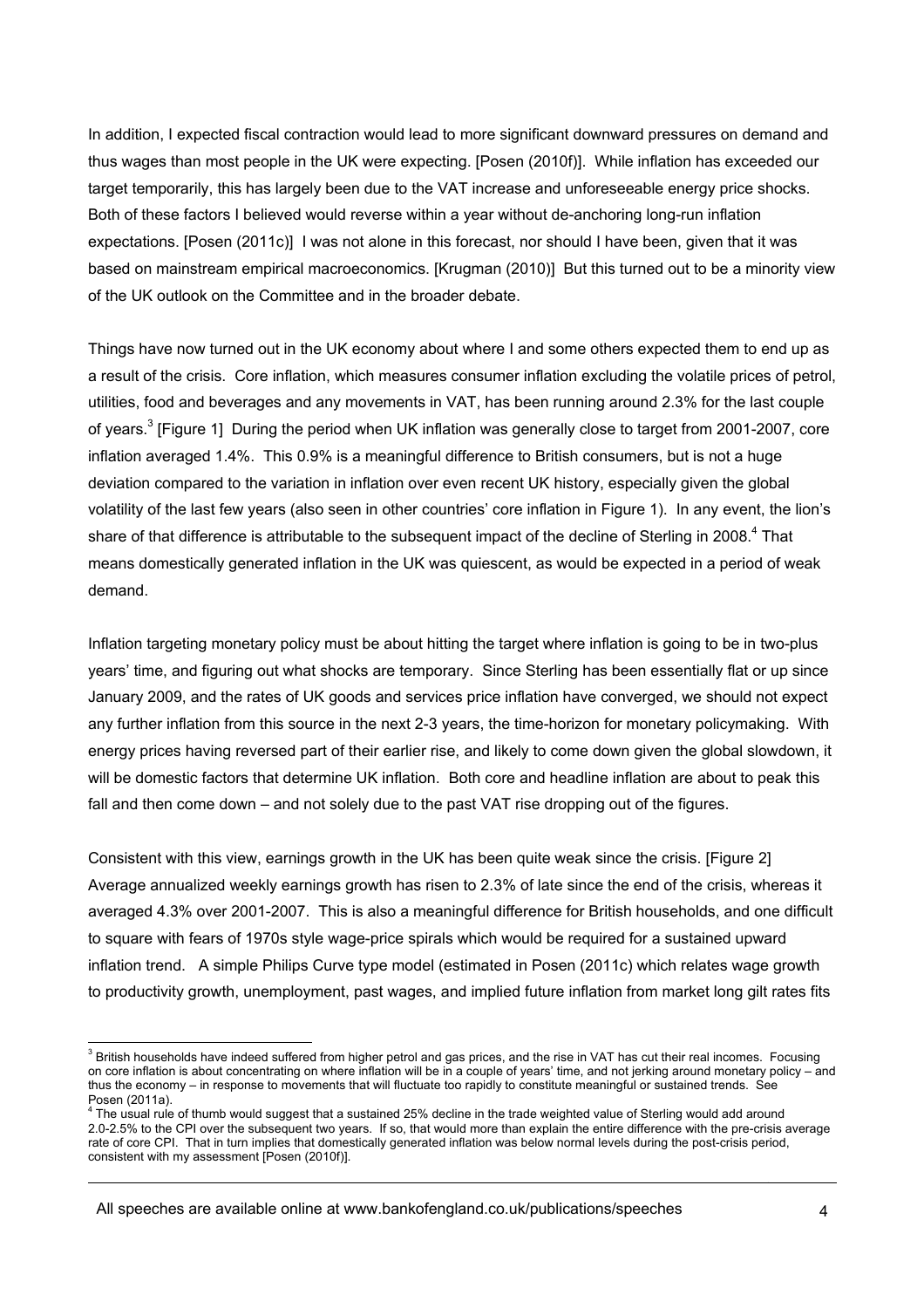In addition, I expected fiscal contraction would lead to more significant downward pressures on demand and thus wages than most people in the UK were expecting. [Posen (2010f)]. While inflation has exceeded our target temporarily, this has largely been due to the VAT increase and unforeseeable energy price shocks. Both of these factors I believed would reverse within a year without de-anchoring long-run inflation expectations. [Posen (2011c)] I was not alone in this forecast, nor should I have been, given that it was based on mainstream empirical macroeconomics. [Krugman (2010)] But this turned out to be a minority view of the UK outlook on the Committee and in the broader debate.

Things have now turned out in the UK economy about where I and some others expected them to end up as a result of the crisis. Core inflation, which measures consumer inflation excluding the volatile prices of petrol, utilities, food and beverages and any movements in VAT, has been running around 2.3% for the last couple of years.[3] [Figure 1] During the period when UK inflation was generally close to target from 2001-2007, core inflation averaged 1.4%. This 0.9% is a meaningful difference to British consumers, but is not a huge deviation compared to the variation in inflation over even recent UK history, especially given the global volatility of the last few years (also seen in other countries' core inflation in Figure 1). In any event, the lion's share of that difference is attributable to the subsequent impact of the decline of Sterling in 2008.[4] That means domestically generated inflation in the UK was quiescent, as would be expected in a period of weak demand.

Inflation targeting monetary policy must be about hitting the target where inflation is going to be in two-plus years' time, and figuring out what shocks are temporary. Since Sterling has been essentially flat or up since January 2009, and the rates of UK goods and services price inflation have converged, we should not expect any further inflation from this source in the next 2-3 years, the time-horizon for monetary policymaking. With energy prices having reversed part of their earlier rise, and likely to come down given the global slowdown, it will be domestic factors that determine UK inflation. Both core and headline inflation are about to peak this fall and then come down – and not solely due to the past VAT rise dropping out of the figures.

Consistent with this view, earnings growth in the UK has been quite weak since the crisis. [Figure 2] Average annualized weekly earnings growth has risen to 2.3% of late since the end of the crisis, whereas it averaged 4.3% over 2001-2007. This is also a meaningful difference for British households, and one difficult to square with fears of 1970s style wage-price spirals which would be required for a sustained upward inflation trend. A simple Philips Curve type model (estimated in Posen (2011c) which relates wage growth to productivity growth, unemployment, past wages, and implied future inflation from market long gilt rates fits

---

[3] British households have indeed suffered from higher petrol and gas prices, and the rise in VAT has cut their real incomes. Focusing on core inflation is about concentrating on where inflation will be in a couple of years' time, and not jerking around monetary policy – and thus the economy – in response to movements that will fluctuate too rapidly to constitute meaningful or sustained trends. See Posen (2011a).

[4] The usual rule of thumb would suggest that a sustained 25% decline in the trade weighted value of Sterling would add around 2.0-2.5% to the CPI over the subsequent two years. If so, that would more than explain the entire difference with the pre-crisis average rate of core CPI. That in turn implies that domestically generated inflation was below normal levels during the post-crisis period, consistent with my assessment [Posen (2010f)].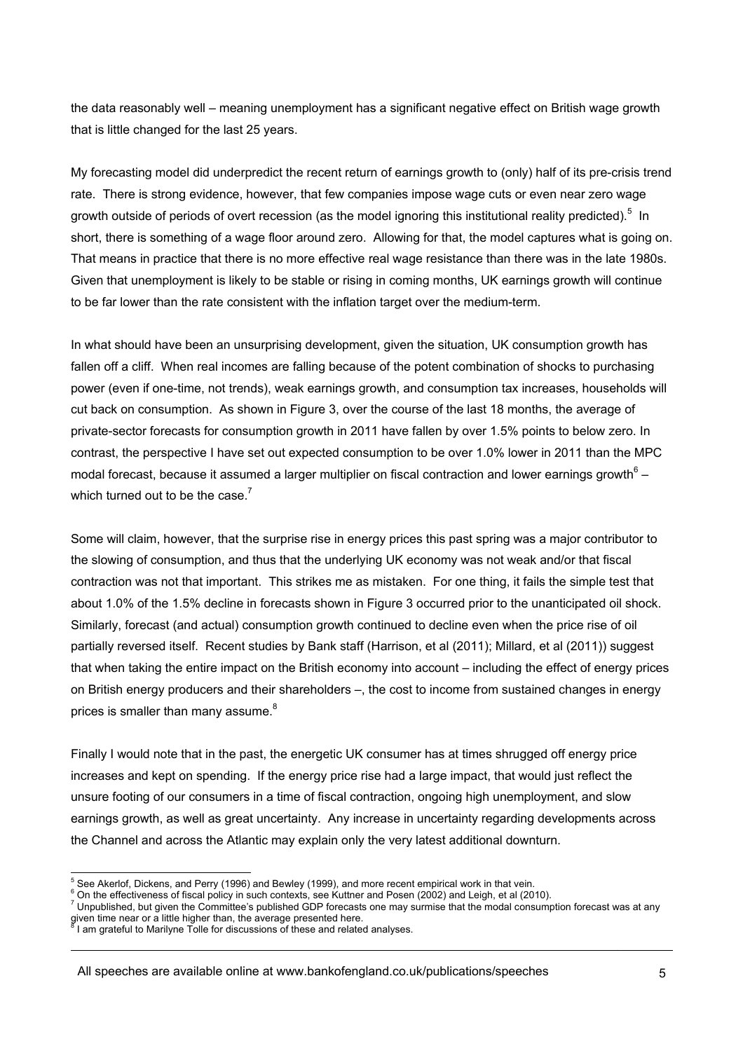the data reasonably well – meaning unemployment has a significant negative effect on British wage growth that is little changed for the last 25 years.

My forecasting model did underpredict the recent return of earnings growth to (only) half of its pre-crisis trend rate. There is strong evidence, however, that few companies impose wage cuts or even near zero wage growth outside of periods of overt recession (as the model ignoring this institutional reality predicted).[5] In short, there is something of a wage floor around zero. Allowing for that, the model captures what is going on. That means in practice that there is no more effective real wage resistance than there was in the late 1980s. Given that unemployment is likely to be stable or rising in coming months, UK earnings growth will continue to be far lower than the rate consistent with the inflation target over the medium-term.

In what should have been an unsurprising development, given the situation, UK consumption growth has fallen off a cliff. When real incomes are falling because of the potent combination of shocks to purchasing power (even if one-time, not trends), weak earnings growth, and consumption tax increases, households will cut back on consumption. As shown in Figure 3, over the course of the last 18 months, the average of private-sector forecasts for consumption growth in 2011 have fallen by over 1.5% points to below zero. In contrast, the perspective I have set out expected consumption to be over 1.0% lower in 2011 than the MPC modal forecast, because it assumed a larger multiplier on fiscal contraction and lower earnings growth[6] – which turned out to be the case.[7]

Some will claim, however, that the surprise rise in energy prices this past spring was a major contributor to the slowing of consumption, and thus that the underlying UK economy was not weak and/or that fiscal contraction was not that important. This strikes me as mistaken. For one thing, it fails the simple test that about 1.0% of the 1.5% decline in forecasts shown in Figure 3 occurred prior to the unanticipated oil shock. Similarly, forecast (and actual) consumption growth continued to decline even when the price rise of oil partially reversed itself. Recent studies by Bank staff (Harrison, et al (2011); Millard, et al (2011)) suggest that when taking the entire impact on the British economy into account – including the effect of energy prices on British energy producers and their shareholders –, the cost to income from sustained changes in energy prices is smaller than many assume.[8]

Finally I would note that in the past, the energetic UK consumer has at times shrugged off energy price increases and kept on spending. If the energy price rise had a large impact, that would just reflect the unsure footing of our consumers in a time of fiscal contraction, ongoing high unemployment, and slow earnings growth, as well as great uncertainty. Any increase in uncertainty regarding developments across the Channel and across the Atlantic may explain only the very latest additional downturn.

---

[5] See Akerlof, Dickens, and Perry (1996) and Bewley (1999), and more recent empirical work in that vein.

[6] On the effectiveness of fiscal policy in such contexts, see Kuttner and Posen (2002) and Leigh, et al (2010).

[7] Unpublished, but given the Committee's published GDP forecasts one may surmise that the modal consumption forecast was at any given time near or a little higher than, the average presented here.

[8] I am grateful to Marilyne Tolle for discussions of these and related analyses.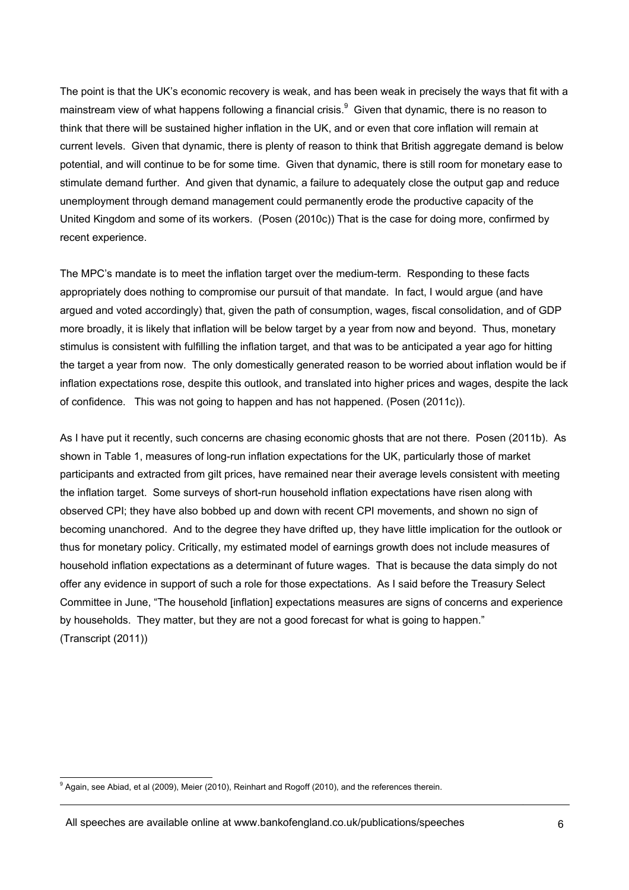The point is that the UK's economic recovery is weak, and has been weak in precisely the ways that fit with a mainstream view of what happens following a financial crisis.[9] Given that dynamic, there is no reason to think that there will be sustained higher inflation in the UK, and or even that core inflation will remain at current levels. Given that dynamic, there is plenty of reason to think that British aggregate demand is below potential, and will continue to be for some time. Given that dynamic, there is still room for monetary ease to stimulate demand further. And given that dynamic, a failure to adequately close the output gap and reduce unemployment through demand management could permanently erode the productive capacity of the United Kingdom and some of its workers. (Posen (2010c)) That is the case for doing more, confirmed by recent experience.

The MPC's mandate is to meet the inflation target over the medium-term. Responding to these facts appropriately does nothing to compromise our pursuit of that mandate. In fact, I would argue (and have argued and voted accordingly) that, given the path of consumption, wages, fiscal consolidation, and of GDP more broadly, it is likely that inflation will be below target by a year from now and beyond. Thus, monetary stimulus is consistent with fulfilling the inflation target, and that was to be anticipated a year ago for hitting the target a year from now. The only domestically generated reason to be worried about inflation would be if inflation expectations rose, despite this outlook, and translated into higher prices and wages, despite the lack of confidence. This was not going to happen and has not happened. (Posen (2011c)).

As I have put it recently, such concerns are chasing economic ghosts that are not there. Posen (2011b). As shown in Table 1, measures of long-run inflation expectations for the UK, particularly those of market participants and extracted from gilt prices, have remained near their average levels consistent with meeting the inflation target. Some surveys of short-run household inflation expectations have risen along with observed CPI; they have also bobbed up and down with recent CPI movements, and shown no sign of becoming unanchored. And to the degree they have drifted up, they have little implication for the outlook or thus for monetary policy. Critically, my estimated model of earnings growth does not include measures of household inflation expectations as a determinant of future wages. That is because the data simply do not offer any evidence in support of such a role for those expectations. As I said before the Treasury Select Committee in June, "The household [inflation] expectations measures are signs of concerns and experience by households. They matter, but they are not a good forecast for what is going to happen." (Transcript (2011))

[9] Again, see Abiad, et al (2009), Meier (2010), Reinhart and Rogoff (2010), and the references therein.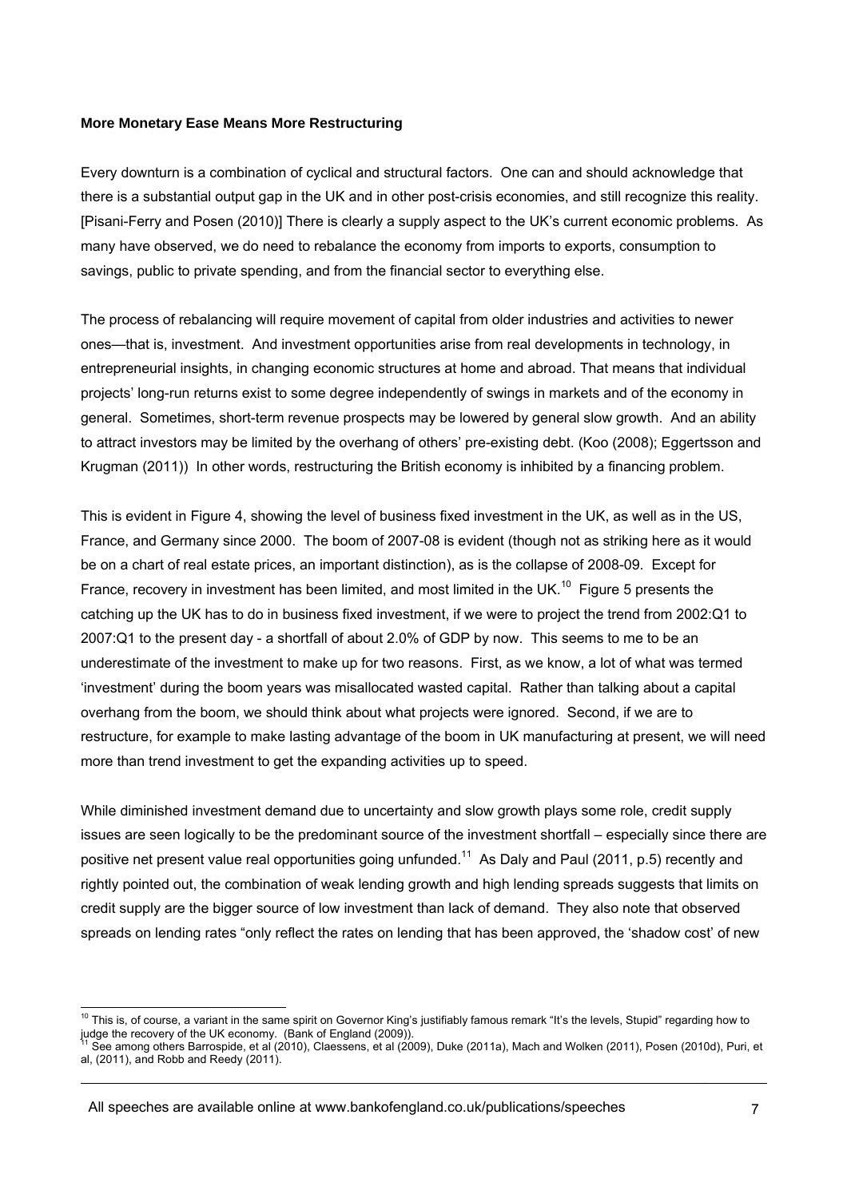**More Monetary Ease Means More Restructuring**

Every downturn is a combination of cyclical and structural factors. One can and should acknowledge that there is a substantial output gap in the UK and in other post-crisis economies, and still recognize this reality. [Pisani-Ferry and Posen (2010)] There is clearly a supply aspect to the UK's current economic problems. As many have observed, we do need to rebalance the economy from imports to exports, consumption to savings, public to private spending, and from the financial sector to everything else.

The process of rebalancing will require movement of capital from older industries and activities to newer ones—that is, investment. And investment opportunities arise from real developments in technology, in entrepreneurial insights, in changing economic structures at home and abroad. That means that individual projects' long-run returns exist to some degree independently of swings in markets and of the economy in general. Sometimes, short-term revenue prospects may be lowered by general slow growth. And an ability to attract investors may be limited by the overhang of others' pre-existing debt. (Koo (2008); Eggertsson and Krugman (2011)) In other words, restructuring the British economy is inhibited by a financing problem.

This is evident in Figure 4, showing the level of business fixed investment in the UK, as well as in the US, France, and Germany since 2000. The boom of 2007-08 is evident (though not as striking here as it would be on a chart of real estate prices, an important distinction), as is the collapse of 2008-09. Except for France, recovery in investment has been limited, and most limited in the UK.[10] Figure 5 presents the catching up the UK has to do in business fixed investment, if we were to project the trend from 2002:Q1 to 2007:Q1 to the present day - a shortfall of about 2.0% of GDP by now. This seems to me to be an underestimate of the investment to make up for two reasons. First, as we know, a lot of what was termed 'investment' during the boom years was misallocated wasted capital. Rather than talking about a capital overhang from the boom, we should think about what projects were ignored. Second, if we are to restructure, for example to make lasting advantage of the boom in UK manufacturing at present, we will need more than trend investment to get the expanding activities up to speed.

While diminished investment demand due to uncertainty and slow growth plays some role, credit supply issues are seen logically to be the predominant source of the investment shortfall – especially since there are positive net present value real opportunities going unfunded.[11] As Daly and Paul (2011, p.5) recently and rightly pointed out, the combination of weak lending growth and high lending spreads suggests that limits on credit supply are the bigger source of low investment than lack of demand. They also note that observed spreads on lending rates "only reflect the rates on lending that has been approved, the 'shadow cost' of new

---

[10] This is, of course, a variant in the same spirit on Governor King's justifiably famous remark "It's the levels, Stupid" regarding how to judge the recovery of the UK economy. (Bank of England (2009)).

[11] See among others Barrospide, et al (2010), Claessens, et al (2009), Duke (2011a), Mach and Wolken (2011), Posen (2010d), Puri, et al, (2011), and Robb and Reedy (2011).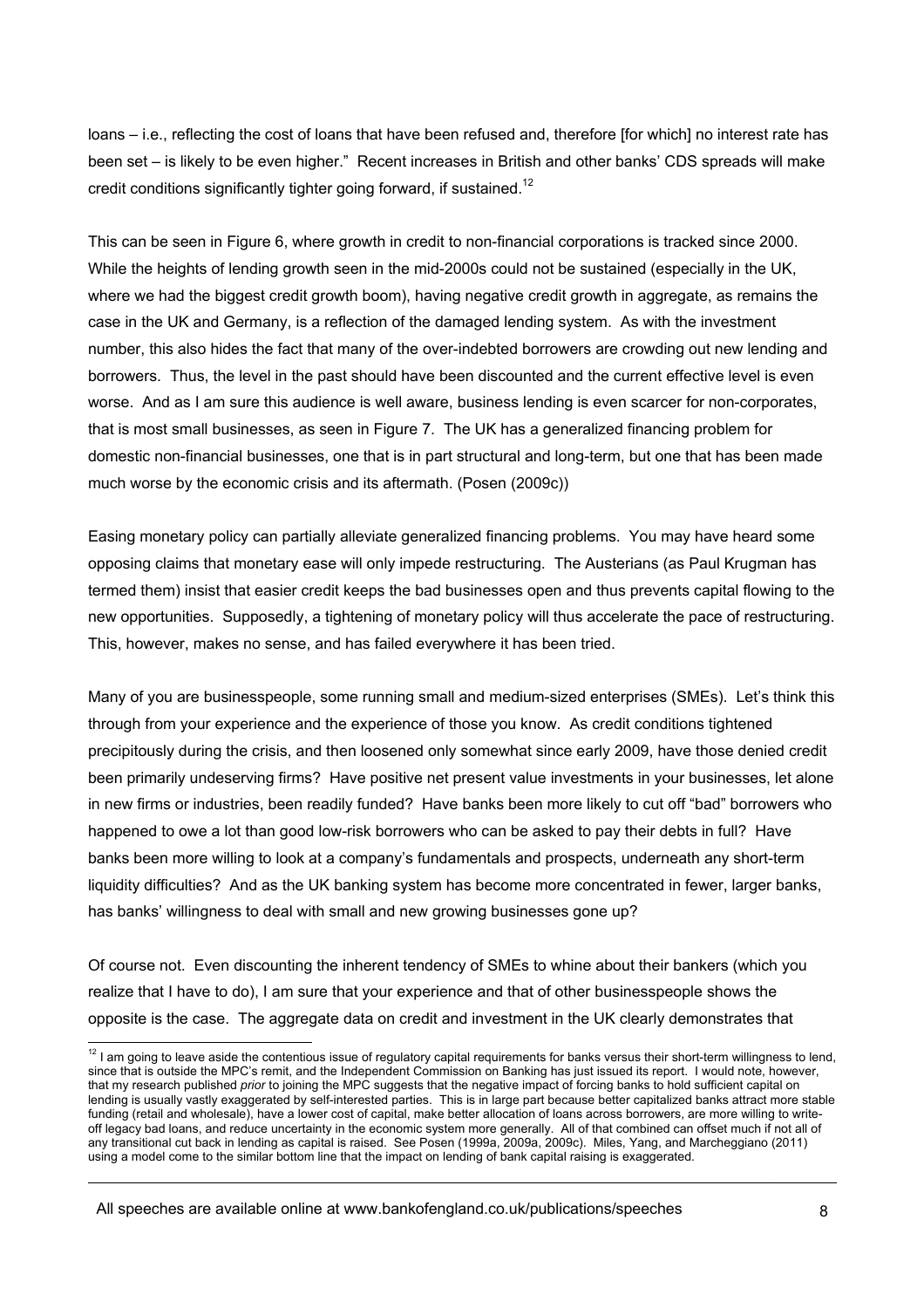loans – i.e., reflecting the cost of loans that have been refused and, therefore [for which] no interest rate has been set – is likely to be even higher." Recent increases in British and other banks' CDS spreads will make credit conditions significantly tighter going forward, if sustained.[12]

This can be seen in Figure 6, where growth in credit to non-financial corporations is tracked since 2000. While the heights of lending growth seen in the mid-2000s could not be sustained (especially in the UK, where we had the biggest credit growth boom), having negative credit growth in aggregate, as remains the case in the UK and Germany, is a reflection of the damaged lending system. As with the investment number, this also hides the fact that many of the over-indebted borrowers are crowding out new lending and borrowers. Thus, the level in the past should have been discounted and the current effective level is even worse. And as I am sure this audience is well aware, business lending is even scarcer for non-corporates, that is most small businesses, as seen in Figure 7. The UK has a generalized financing problem for domestic non-financial businesses, one that is in part structural and long-term, but one that has been made much worse by the economic crisis and its aftermath. (Posen (2009c))

Easing monetary policy can partially alleviate generalized financing problems. You may have heard some opposing claims that monetary ease will only impede restructuring. The Austerians (as Paul Krugman has termed them) insist that easier credit keeps the bad businesses open and thus prevents capital flowing to the new opportunities. Supposedly, a tightening of monetary policy will thus accelerate the pace of restructuring. This, however, makes no sense, and has failed everywhere it has been tried.

Many of you are businesspeople, some running small and medium-sized enterprises (SMEs). Let's think this through from your experience and the experience of those you know. As credit conditions tightened precipitously during the crisis, and then loosened only somewhat since early 2009, have those denied credit been primarily undeserving firms? Have positive net present value investments in your businesses, let alone in new firms or industries, been readily funded? Have banks been more likely to cut off "bad" borrowers who happened to owe a lot than good low-risk borrowers who can be asked to pay their debts in full? Have banks been more willing to look at a company's fundamentals and prospects, underneath any short-term liquidity difficulties? And as the UK banking system has become more concentrated in fewer, larger banks, has banks' willingness to deal with small and new growing businesses gone up?

Of course not. Even discounting the inherent tendency of SMEs to whine about their bankers (which you realize that I have to do), I am sure that your experience and that of other businesspeople shows the opposite is the case. The aggregate data on credit and investment in the UK clearly demonstrates that

---

[12] I am going to leave aside the contentious issue of regulatory capital requirements for banks versus their short-term willingness to lend, since that is outside the MPC's remit, and the Independent Commission on Banking has just issued its report. I would note, however, that my research published *prior* to joining the MPC suggests that the negative impact of forcing banks to hold sufficient capital on lending is usually vastly exaggerated by self-interested parties. This is in large part because better capitalized banks attract more stable funding (retail and wholesale), have a lower cost of capital, make better allocation of loans across borrowers, are more willing to write-off legacy bad loans, and reduce uncertainty in the economic system more generally. All of that combined can offset much if not all of any transitional cut back in lending as capital is raised. See Posen (1999a, 2009a, 2009c). Miles, Yang, and Marcheggiano (2011) using a model come to the similar bottom line that the impact on lending of bank capital raising is exaggerated.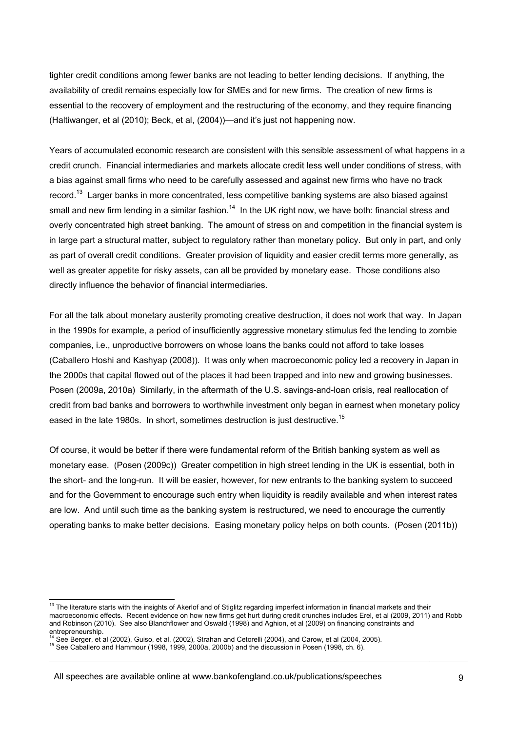tighter credit conditions among fewer banks are not leading to better lending decisions. If anything, the availability of credit remains especially low for SMEs and for new firms. The creation of new firms is essential to the recovery of employment and the restructuring of the economy, and they require financing (Haltiwanger, et al (2010); Beck, et al, (2004))—and it's just not happening now.

Years of accumulated economic research are consistent with this sensible assessment of what happens in a credit crunch. Financial intermediaries and markets allocate credit less well under conditions of stress, with a bias against small firms who need to be carefully assessed and against new firms who have no track record.[13] Larger banks in more concentrated, less competitive banking systems are also biased against small and new firm lending in a similar fashion.[14] In the UK right now, we have both: financial stress and overly concentrated high street banking. The amount of stress on and competition in the financial system is in large part a structural matter, subject to regulatory rather than monetary policy. But only in part, and only as part of overall credit conditions. Greater provision of liquidity and easier credit terms more generally, as well as greater appetite for risky assets, can all be provided by monetary ease. Those conditions also directly influence the behavior of financial intermediaries.

For all the talk about monetary austerity promoting creative destruction, it does not work that way. In Japan in the 1990s for example, a period of insufficiently aggressive monetary stimulus fed the lending to zombie companies, i.e., unproductive borrowers on whose loans the banks could not afford to take losses (Caballero Hoshi and Kashyap (2008)). It was only when macroeconomic policy led a recovery in Japan in the 2000s that capital flowed out of the places it had been trapped and into new and growing businesses. Posen (2009a, 2010a) Similarly, in the aftermath of the U.S. savings-and-loan crisis, real reallocation of credit from bad banks and borrowers to worthwhile investment only began in earnest when monetary policy eased in the late 1980s. In short, sometimes destruction is just destructive.[15]

Of course, it would be better if there were fundamental reform of the British banking system as well as monetary ease. (Posen (2009c)) Greater competition in high street lending in the UK is essential, both in the short- and the long-run. It will be easier, however, for new entrants to the banking system to succeed and for the Government to encourage such entry when liquidity is readily available and when interest rates are low. And until such time as the banking system is restructured, we need to encourage the currently operating banks to make better decisions. Easing monetary policy helps on both counts. (Posen (2011b))

---

[13] The literature starts with the insights of Akerlof and of Stiglitz regarding imperfect information in financial markets and their macroeconomic effects. Recent evidence on how new firms get hurt during credit crunches includes Erel, et al (2009, 2011) and Robb and Robinson (2010). See also Blanchflower and Oswald (1998) and Aghion, et al (2009) on financing constraints and entrepreneurship.

[14] See Berger, et al (2002), Guiso, et al, (2002), Strahan and Cetorelli (2004), and Carow, et al (2004, 2005).

[15] See Caballero and Hammour (1998, 1999, 2000a, 2000b) and the discussion in Posen (1998, ch. 6).

All speeches are available online at www.bankofengland.co.uk/publications/speeches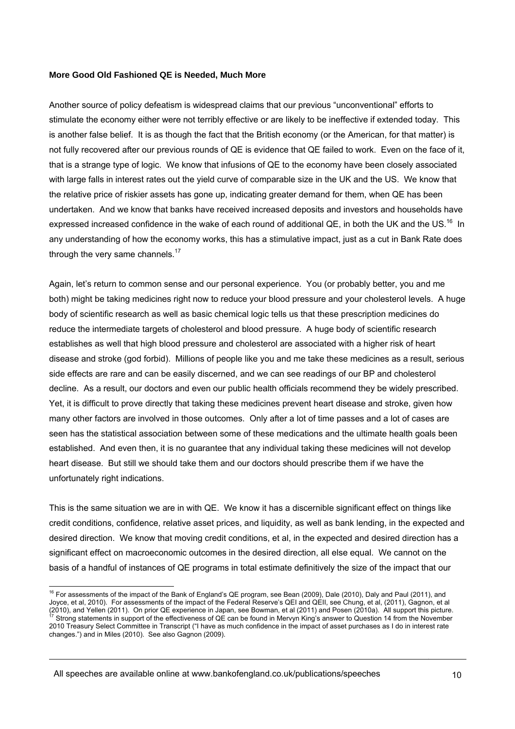**More Good Old Fashioned QE is Needed, Much More**

Another source of policy defeatism is widespread claims that our previous "unconventional" efforts to stimulate the economy either were not terribly effective or are likely to be ineffective if extended today. This is another false belief. It is as though the fact that the British economy (or the American, for that matter) is not fully recovered after our previous rounds of QE is evidence that QE failed to work. Even on the face of it, that is a strange type of logic. We know that infusions of QE to the economy have been closely associated with large falls in interest rates out the yield curve of comparable size in the UK and the US. We know that the relative price of riskier assets has gone up, indicating greater demand for them, when QE has been undertaken. And we know that banks have received increased deposits and investors and households have expressed increased confidence in the wake of each round of additional QE, in both the UK and the US.[16] In any understanding of how the economy works, this has a stimulative impact, just as a cut in Bank Rate does through the very same channels.[17]

Again, let's return to common sense and our personal experience. You (or probably better, you and me both) might be taking medicines right now to reduce your blood pressure and your cholesterol levels. A huge body of scientific research as well as basic chemical logic tells us that these prescription medicines do reduce the intermediate targets of cholesterol and blood pressure. A huge body of scientific research establishes as well that high blood pressure and cholesterol are associated with a higher risk of heart disease and stroke (god forbid). Millions of people like you and me take these medicines as a result, serious side effects are rare and can be easily discerned, and we can see readings of our BP and cholesterol decline. As a result, our doctors and even our public health officials recommend they be widely prescribed. Yet, it is difficult to prove directly that taking these medicines prevent heart disease and stroke, given how many other factors are involved in those outcomes. Only after a lot of time passes and a lot of cases are seen has the statistical association between some of these medications and the ultimate health goals been established. And even then, it is no guarantee that any individual taking these medicines will not develop heart disease. But still we should take them and our doctors should prescribe them if we have the unfortunately right indications.

This is the same situation we are in with QE. We know it has a discernible significant effect on things like credit conditions, confidence, relative asset prices, and liquidity, as well as bank lending, in the expected and desired direction. We know that moving credit conditions, et al, in the expected and desired direction has a significant effect on macroeconomic outcomes in the desired direction, all else equal. We cannot on the basis of a handful of instances of QE programs in total estimate definitively the size of the impact that our

[16] For assessments of the impact of the Bank of England's QE program, see Bean (2009), Dale (2010), Daly and Paul (2011), and Joyce, et al, 2010). For assessments of the impact of the Federal Reserve's QEI and QEII, see Chung, et al, (2011), Gagnon, et al (2010), and Yellen (2011). On prior QE experience in Japan, see Bowman, et al (2011) and Posen (2010a). All support this picture.

[17] Strong statements in support of the effectiveness of QE can be found in Mervyn King's answer to Question 14 from the November 2010 Treasury Select Committee in Transcript ("I have as much confidence in the impact of asset purchases as I do in interest rate changes.") and in Miles (2010). See also Gagnon (2009).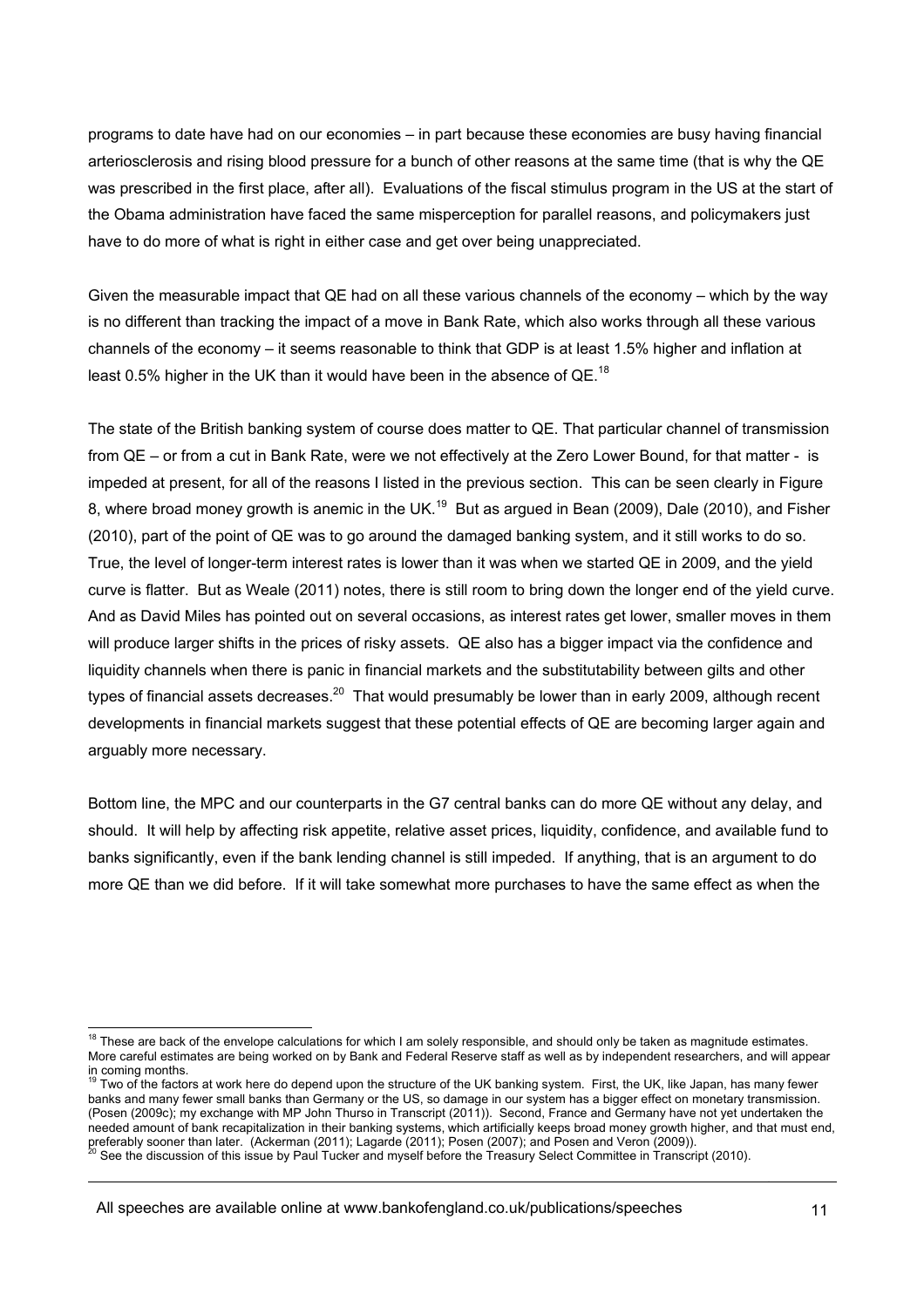programs to date have had on our economies – in part because these economies are busy having financial arteriosclerosis and rising blood pressure for a bunch of other reasons at the same time (that is why the QE was prescribed in the first place, after all). Evaluations of the fiscal stimulus program in the US at the start of the Obama administration have faced the same misperception for parallel reasons, and policymakers just have to do more of what is right in either case and get over being unappreciated.

Given the measurable impact that QE had on all these various channels of the economy – which by the way is no different than tracking the impact of a move in Bank Rate, which also works through all these various channels of the economy – it seems reasonable to think that GDP is at least 1.5% higher and inflation at least 0.5% higher in the UK than it would have been in the absence of QE.[18]

The state of the British banking system of course does matter to QE. That particular channel of transmission from QE – or from a cut in Bank Rate, were we not effectively at the Zero Lower Bound, for that matter - is impeded at present, for all of the reasons I listed in the previous section. This can be seen clearly in Figure 8, where broad money growth is anemic in the UK.[19] But as argued in Bean (2009), Dale (2010), and Fisher (2010), part of the point of QE was to go around the damaged banking system, and it still works to do so. True, the level of longer-term interest rates is lower than it was when we started QE in 2009, and the yield curve is flatter. But as Weale (2011) notes, there is still room to bring down the longer end of the yield curve. And as David Miles has pointed out on several occasions, as interest rates get lower, smaller moves in them will produce larger shifts in the prices of risky assets. QE also has a bigger impact via the confidence and liquidity channels when there is panic in financial markets and the substitutability between gilts and other types of financial assets decreases.[20] That would presumably be lower than in early 2009, although recent developments in financial markets suggest that these potential effects of QE are becoming larger again and arguably more necessary.

Bottom line, the MPC and our counterparts in the G7 central banks can do more QE without any delay, and should. It will help by affecting risk appetite, relative asset prices, liquidity, confidence, and available fund to banks significantly, even if the bank lending channel is still impeded. If anything, that is an argument to do more QE than we did before. If it will take somewhat more purchases to have the same effect as when the

---

[18] These are back of the envelope calculations for which I am solely responsible, and should only be taken as magnitude estimates. More careful estimates are being worked on by Bank and Federal Reserve staff as well as by independent researchers, and will appear in coming months.

[19] Two of the factors at work here do depend upon the structure of the UK banking system. First, the UK, like Japan, has many fewer banks and many fewer small banks than Germany or the US, so damage in our system has a bigger effect on monetary transmission. (Posen (2009c); my exchange with MP John Thurso in Transcript (2011)). Second, France and Germany have not yet undertaken the needed amount of bank recapitalization in their banking systems, which artificially keeps broad money growth higher, and that must end, preferably sooner than later. (Ackerman (2011); Lagarde (2011); Posen (2007); and Posen and Veron (2009)).

[20] See the discussion of this issue by Paul Tucker and myself before the Treasury Select Committee in Transcript (2010).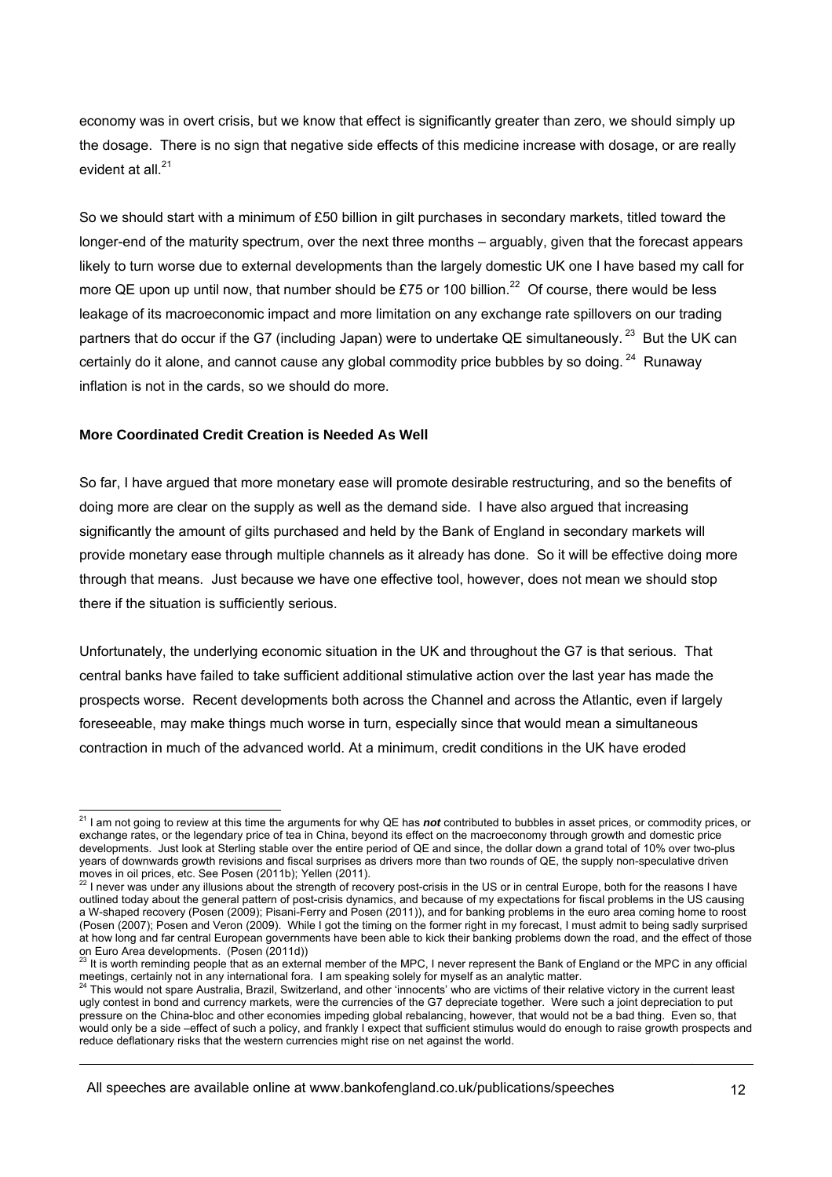economy was in overt crisis, but we know that effect is significantly greater than zero, we should simply up the dosage. There is no sign that negative side effects of this medicine increase with dosage, or are really evident at all.[21]

So we should start with a minimum of £50 billion in gilt purchases in secondary markets, titled toward the longer-end of the maturity spectrum, over the next three months – arguably, given that the forecast appears likely to turn worse due to external developments than the largely domestic UK one I have based my call for more QE upon up until now, that number should be £75 or 100 billion.[22] Of course, there would be less leakage of its macroeconomic impact and more limitation on any exchange rate spillovers on our trading partners that do occur if the G7 (including Japan) were to undertake QE simultaneously.[23] But the UK can certainly do it alone, and cannot cause any global commodity price bubbles by so doing.[24] Runaway inflation is not in the cards, so we should do more.

**More Coordinated Credit Creation is Needed As Well**

So far, I have argued that more monetary ease will promote desirable restructuring, and so the benefits of doing more are clear on the supply as well as the demand side. I have also argued that increasing significantly the amount of gilts purchased and held by the Bank of England in secondary markets will provide monetary ease through multiple channels as it already has done. So it will be effective doing more through that means. Just because we have one effective tool, however, does not mean we should stop there if the situation is sufficiently serious.

Unfortunately, the underlying economic situation in the UK and throughout the G7 is that serious. That central banks have failed to take sufficient additional stimulative action over the last year has made the prospects worse. Recent developments both across the Channel and across the Atlantic, even if largely foreseeable, may make things much worse in turn, especially since that would mean a simultaneous contraction in much of the advanced world. At a minimum, credit conditions in the UK have eroded

---

[21] I am not going to review at this time the arguments for why QE has ***not*** contributed to bubbles in asset prices, or commodity prices, or exchange rates, or the legendary price of tea in China, beyond its effect on the macroeconomy through growth and domestic price developments. Just look at Sterling stable over the entire period of QE and since, the dollar down a grand total of 10% over two-plus years of downwards growth revisions and fiscal surprises as drivers more than two rounds of QE, the supply non-speculative driven moves in oil prices, etc. See Posen (2011b); Yellen (2011).

[22] I never was under any illusions about the strength of recovery post-crisis in the US or in central Europe, both for the reasons I have outlined today about the general pattern of post-crisis dynamics, and because of my expectations for fiscal problems in the US causing a W-shaped recovery (Posen (2009); Pisani-Ferry and Posen (2011)), and for banking problems in the euro area coming home to roost (Posen (2007); Posen and Veron (2009). While I got the timing on the former right in my forecast, I must admit to being sadly surprised at how long and far central European governments have been able to kick their banking problems down the road, and the effect of those on Euro Area developments. (Posen (2011d))

[23] It is worth reminding people that as an external member of the MPC, I never represent the Bank of England or the MPC in any official meetings, certainly not in any international fora. I am speaking solely for myself as an analytic matter.

[24] This would not spare Australia, Brazil, Switzerland, and other 'innocents' who are victims of their relative victory in the current least ugly contest in bond and currency markets, were the currencies of the G7 depreciate together. Were such a joint depreciation to put pressure on the China-bloc and other economies impeding global rebalancing, however, that would not be a bad thing. Even so, that would only be a side –effect of such a policy, and frankly I expect that sufficient stimulus would do enough to raise growth prospects and reduce deflationary risks that the western currencies might rise on net against the world.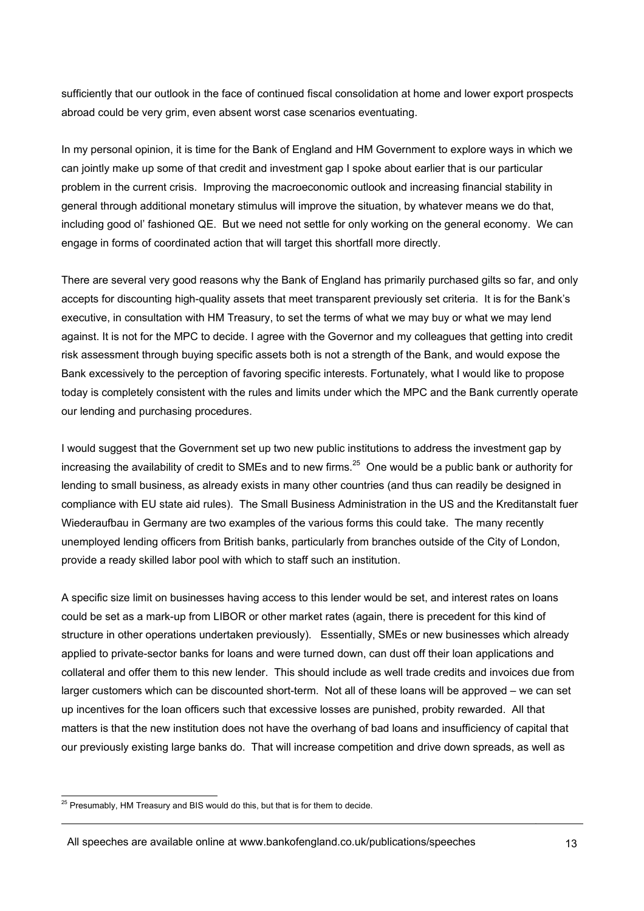sufficiently that our outlook in the face of continued fiscal consolidation at home and lower export prospects abroad could be very grim, even absent worst case scenarios eventuating.

In my personal opinion, it is time for the Bank of England and HM Government to explore ways in which we can jointly make up some of that credit and investment gap I spoke about earlier that is our particular problem in the current crisis. Improving the macroeconomic outlook and increasing financial stability in general through additional monetary stimulus will improve the situation, by whatever means we do that, including good ol' fashioned QE. But we need not settle for only working on the general economy. We can engage in forms of coordinated action that will target this shortfall more directly.

There are several very good reasons why the Bank of England has primarily purchased gilts so far, and only accepts for discounting high-quality assets that meet transparent previously set criteria. It is for the Bank's executive, in consultation with HM Treasury, to set the terms of what we may buy or what we may lend against. It is not for the MPC to decide. I agree with the Governor and my colleagues that getting into credit risk assessment through buying specific assets both is not a strength of the Bank, and would expose the Bank excessively to the perception of favoring specific interests. Fortunately, what I would like to propose today is completely consistent with the rules and limits under which the MPC and the Bank currently operate our lending and purchasing procedures.

I would suggest that the Government set up two new public institutions to address the investment gap by increasing the availability of credit to SMEs and to new firms.[25] One would be a public bank or authority for lending to small business, as already exists in many other countries (and thus can readily be designed in compliance with EU state aid rules). The Small Business Administration in the US and the Kreditanstalt fuer Wiederaufbau in Germany are two examples of the various forms this could take. The many recently unemployed lending officers from British banks, particularly from branches outside of the City of London, provide a ready skilled labor pool with which to staff such an institution.

A specific size limit on businesses having access to this lender would be set, and interest rates on loans could be set as a mark-up from LIBOR or other market rates (again, there is precedent for this kind of structure in other operations undertaken previously). Essentially, SMEs or new businesses which already applied to private-sector banks for loans and were turned down, can dust off their loan applications and collateral and offer them to this new lender. This should include as well trade credits and invoices due from larger customers which can be discounted short-term. Not all of these loans will be approved – we can set up incentives for the loan officers such that excessive losses are punished, probity rewarded. All that matters is that the new institution does not have the overhang of bad loans and insufficiency of capital that our previously existing large banks do. That will increase competition and drive down spreads, as well as

[25] Presumably, HM Treasury and BIS would do this, but that is for them to decide.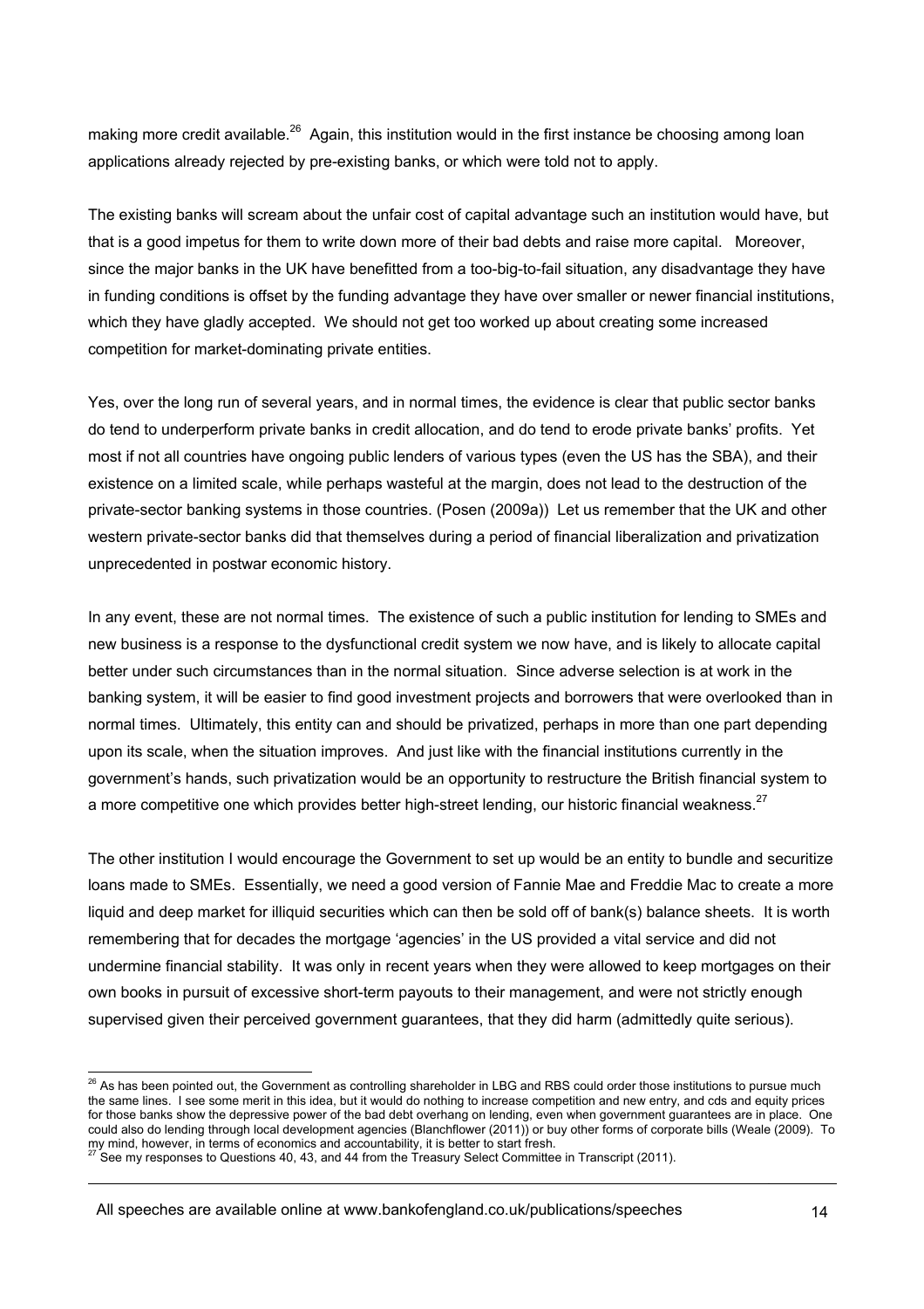making more credit available.[26] Again, this institution would in the first instance be choosing among loan applications already rejected by pre-existing banks, or which were told not to apply.

The existing banks will scream about the unfair cost of capital advantage such an institution would have, but that is a good impetus for them to write down more of their bad debts and raise more capital. Moreover, since the major banks in the UK have benefitted from a too-big-to-fail situation, any disadvantage they have in funding conditions is offset by the funding advantage they have over smaller or newer financial institutions, which they have gladly accepted. We should not get too worked up about creating some increased competition for market-dominating private entities.

Yes, over the long run of several years, and in normal times, the evidence is clear that public sector banks do tend to underperform private banks in credit allocation, and do tend to erode private banks' profits. Yet most if not all countries have ongoing public lenders of various types (even the US has the SBA), and their existence on a limited scale, while perhaps wasteful at the margin, does not lead to the destruction of the private-sector banking systems in those countries. (Posen (2009a)) Let us remember that the UK and other western private-sector banks did that themselves during a period of financial liberalization and privatization unprecedented in postwar economic history.

In any event, these are not normal times. The existence of such a public institution for lending to SMEs and new business is a response to the dysfunctional credit system we now have, and is likely to allocate capital better under such circumstances than in the normal situation. Since adverse selection is at work in the banking system, it will be easier to find good investment projects and borrowers that were overlooked than in normal times. Ultimately, this entity can and should be privatized, perhaps in more than one part depending upon its scale, when the situation improves. And just like with the financial institutions currently in the government's hands, such privatization would be an opportunity to restructure the British financial system to a more competitive one which provides better high-street lending, our historic financial weakness.[27]

The other institution I would encourage the Government to set up would be an entity to bundle and securitize loans made to SMEs. Essentially, we need a good version of Fannie Mae and Freddie Mac to create a more liquid and deep market for illiquid securities which can then be sold off of bank(s) balance sheets. It is worth remembering that for decades the mortgage 'agencies' in the US provided a vital service and did not undermine financial stability. It was only in recent years when they were allowed to keep mortgages on their own books in pursuit of excessive short-term payouts to their management, and were not strictly enough supervised given their perceived government guarantees, that they did harm (admittedly quite serious).

---

[26] As has been pointed out, the Government as controlling shareholder in LBG and RBS could order those institutions to pursue much the same lines. I see some merit in this idea, but it would do nothing to increase competition and new entry, and cds and equity prices for those banks show the depressive power of the bad debt overhang on lending, even when government guarantees are in place. One could also do lending through local development agencies (Blanchflower (2011)) or buy other forms of corporate bills (Weale (2009). To my mind, however, in terms of economics and accountability, it is better to start fresh.

[27] See my responses to Questions 40, 43, and 44 from the Treasury Select Committee in Transcript (2011).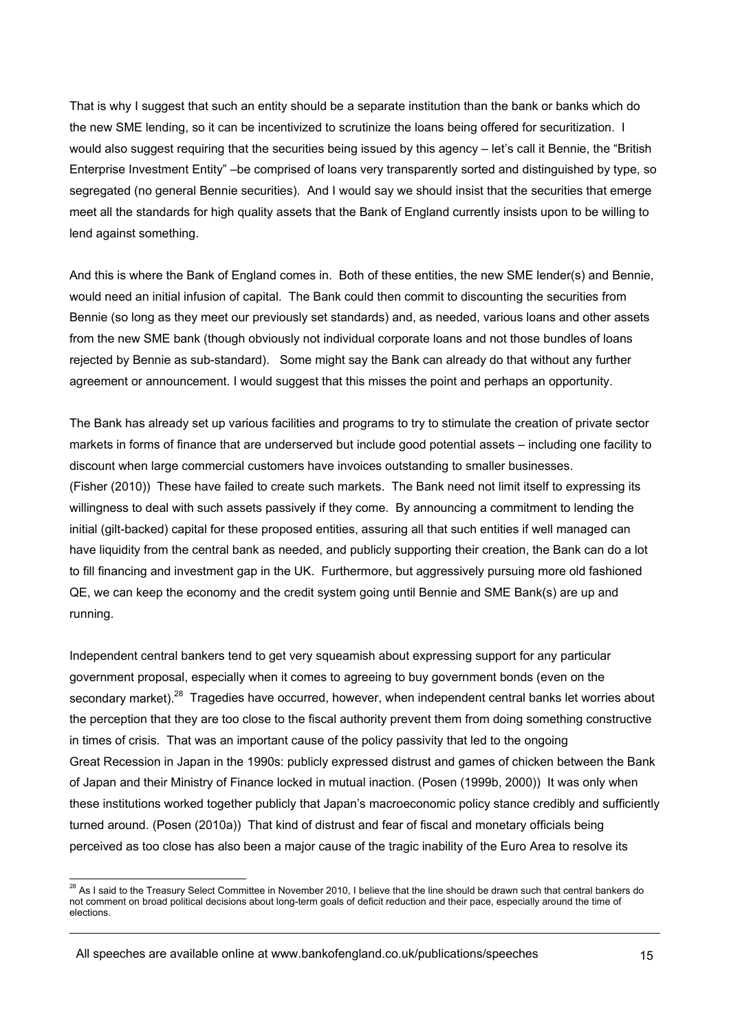That is why I suggest that such an entity should be a separate institution than the bank or banks which do the new SME lending, so it can be incentivized to scrutinize the loans being offered for securitization. I would also suggest requiring that the securities being issued by this agency – let's call it Bennie, the "British Enterprise Investment Entity" –be comprised of loans very transparently sorted and distinguished by type, so segregated (no general Bennie securities). And I would say we should insist that the securities that emerge meet all the standards for high quality assets that the Bank of England currently insists upon to be willing to lend against something.

And this is where the Bank of England comes in. Both of these entities, the new SME lender(s) and Bennie, would need an initial infusion of capital. The Bank could then commit to discounting the securities from Bennie (so long as they meet our previously set standards) and, as needed, various loans and other assets from the new SME bank (though obviously not individual corporate loans and not those bundles of loans rejected by Bennie as sub-standard). Some might say the Bank can already do that without any further agreement or announcement. I would suggest that this misses the point and perhaps an opportunity.

The Bank has already set up various facilities and programs to try to stimulate the creation of private sector markets in forms of finance that are underserved but include good potential assets – including one facility to discount when large commercial customers have invoices outstanding to smaller businesses. (Fisher (2010)) These have failed to create such markets. The Bank need not limit itself to expressing its willingness to deal with such assets passively if they come. By announcing a commitment to lending the initial (gilt-backed) capital for these proposed entities, assuring all that such entities if well managed can have liquidity from the central bank as needed, and publicly supporting their creation, the Bank can do a lot to fill financing and investment gap in the UK. Furthermore, but aggressively pursuing more old fashioned QE, we can keep the economy and the credit system going until Bennie and SME Bank(s) are up and running.

Independent central bankers tend to get very squeamish about expressing support for any particular government proposal, especially when it comes to agreeing to buy government bonds (even on the secondary market).[28] Tragedies have occurred, however, when independent central banks let worries about the perception that they are too close to the fiscal authority prevent them from doing something constructive in times of crisis. That was an important cause of the policy passivity that led to the ongoing Great Recession in Japan in the 1990s: publicly expressed distrust and games of chicken between the Bank of Japan and their Ministry of Finance locked in mutual inaction. (Posen (1999b, 2000)) It was only when these institutions worked together publicly that Japan's macroeconomic policy stance credibly and sufficiently turned around. (Posen (2010a)) That kind of distrust and fear of fiscal and monetary officials being perceived as too close has also been a major cause of the tragic inability of the Euro Area to resolve its

[28] As I said to the Treasury Select Committee in November 2010, I believe that the line should be drawn such that central bankers do not comment on broad political decisions about long-term goals of deficit reduction and their pace, especially around the time of elections.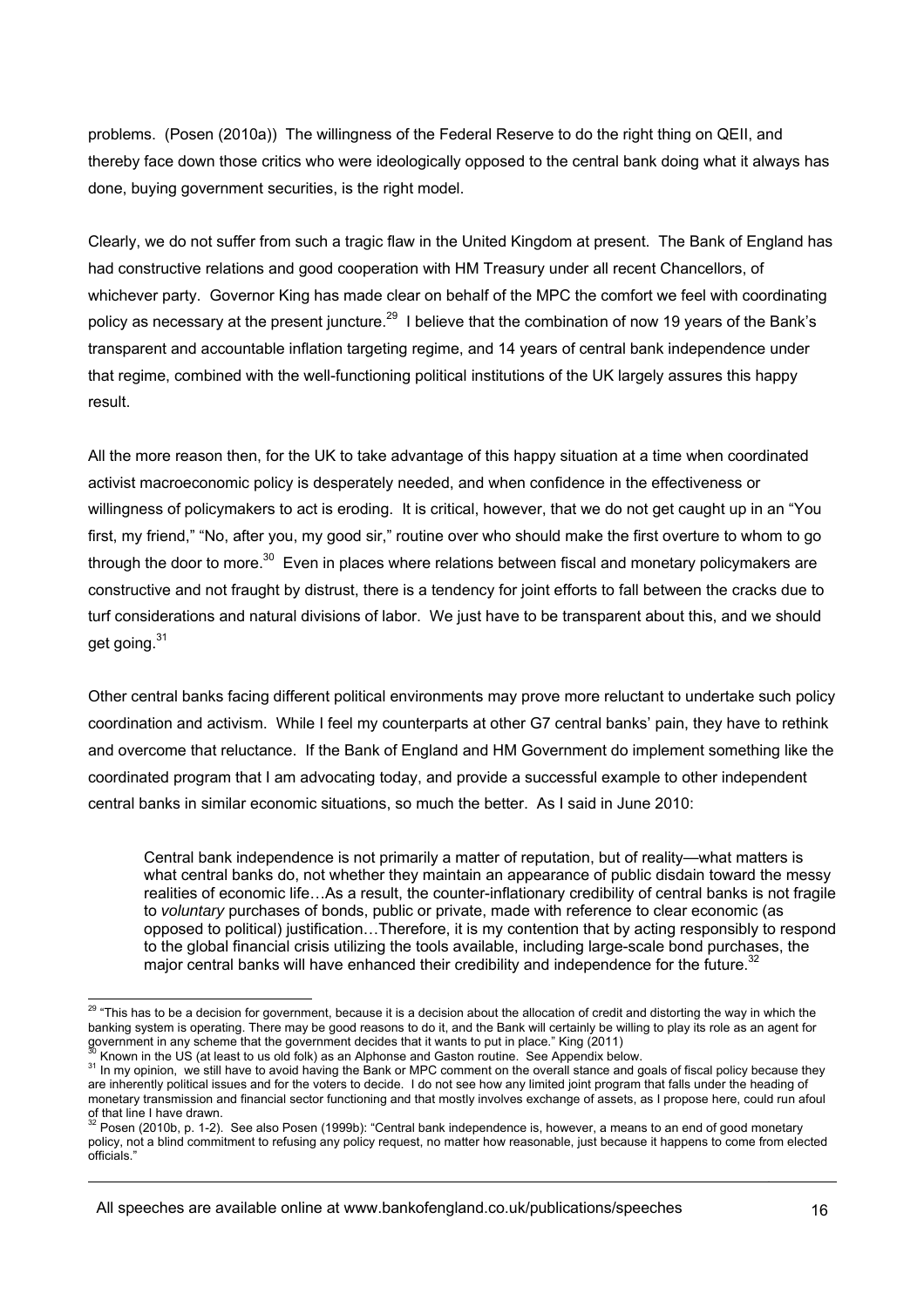problems. (Posen (2010a)) The willingness of the Federal Reserve to do the right thing on QEII, and thereby face down those critics who were ideologically opposed to the central bank doing what it always has done, buying government securities, is the right model.

Clearly, we do not suffer from such a tragic flaw in the United Kingdom at present. The Bank of England has had constructive relations and good cooperation with HM Treasury under all recent Chancellors, of whichever party. Governor King has made clear on behalf of the MPC the comfort we feel with coordinating policy as necessary at the present juncture.[29] I believe that the combination of now 19 years of the Bank's transparent and accountable inflation targeting regime, and 14 years of central bank independence under that regime, combined with the well-functioning political institutions of the UK largely assures this happy result.

All the more reason then, for the UK to take advantage of this happy situation at a time when coordinated activist macroeconomic policy is desperately needed, and when confidence in the effectiveness or willingness of policymakers to act is eroding. It is critical, however, that we do not get caught up in an "You first, my friend," "No, after you, my good sir," routine over who should make the first overture to whom to go through the door to more.[30] Even in places where relations between fiscal and monetary policymakers are constructive and not fraught by distrust, there is a tendency for joint efforts to fall between the cracks due to turf considerations and natural divisions of labor. We just have to be transparent about this, and we should get going.[31]

Other central banks facing different political environments may prove more reluctant to undertake such policy coordination and activism. While I feel my counterparts at other G7 central banks' pain, they have to rethink and overcome that reluctance. If the Bank of England and HM Government do implement something like the coordinated program that I am advocating today, and provide a successful example to other independent central banks in similar economic situations, so much the better. As I said in June 2010:

> Central bank independence is not primarily a matter of reputation, but of reality—what matters is what central banks do, not whether they maintain an appearance of public disdain toward the messy realities of economic life…As a result, the counter-inflationary credibility of central banks is not fragile to *voluntary* purchases of bonds, public or private, made with reference to clear economic (as opposed to political) justification…Therefore, it is my contention that by acting responsibly to respond to the global financial crisis utilizing the tools available, including large-scale bond purchases, the major central banks will have enhanced their credibility and independence for the future.[32]

---

[29] "This has to be a decision for government, because it is a decision about the allocation of credit and distorting the way in which the banking system is operating. There may be good reasons to do it, and the Bank will certainly be willing to play its role as an agent for government in any scheme that the government decides that it wants to put in place." King (2011)

[30] Known in the US (at least to us old folk) as an Alphonse and Gaston routine. See Appendix below.

[31] In my opinion, we still have to avoid having the Bank or MPC comment on the overall stance and goals of fiscal policy because they are inherently political issues and for the voters to decide. I do not see how any limited joint program that falls under the heading of monetary transmission and financial sector functioning and that mostly involves exchange of assets, as I propose here, could run afoul of that line I have drawn.

[32] Posen (2010b, p. 1-2). See also Posen (1999b): "Central bank independence is, however, a means to an end of good monetary policy, not a blind commitment to refusing any policy request, no matter how reasonable, just because it happens to come from elected officials."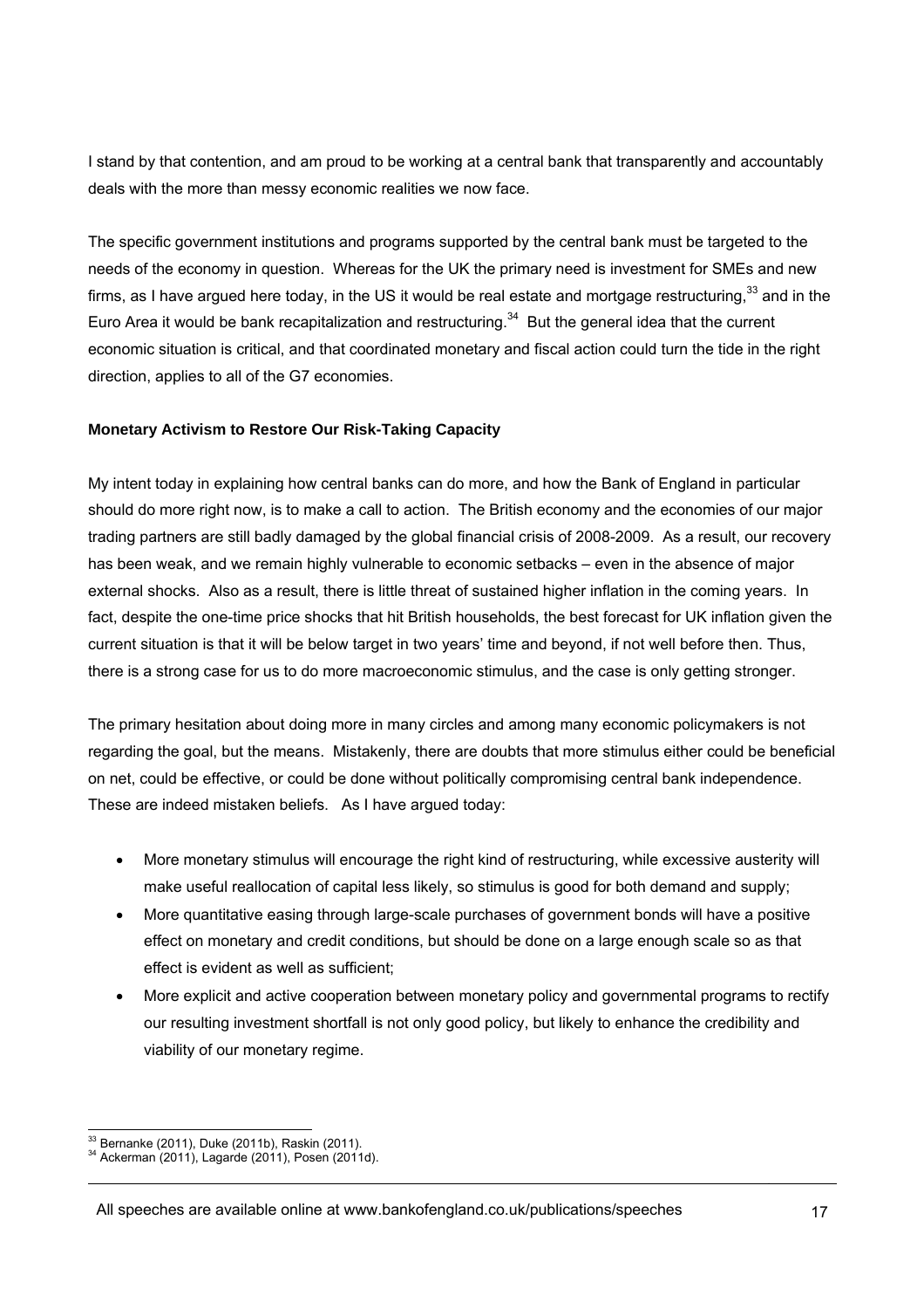I stand by that contention, and am proud to be working at a central bank that transparently and accountably deals with the more than messy economic realities we now face.

The specific government institutions and programs supported by the central bank must be targeted to the needs of the economy in question. Whereas for the UK the primary need is investment for SMEs and new firms, as I have argued here today, in the US it would be real estate and mortgage restructuring,[33] and in the Euro Area it would be bank recapitalization and restructuring.[34] But the general idea that the current economic situation is critical, and that coordinated monetary and fiscal action could turn the tide in the right direction, applies to all of the G7 economies.

**Monetary Activism to Restore Our Risk-Taking Capacity**

My intent today in explaining how central banks can do more, and how the Bank of England in particular should do more right now, is to make a call to action. The British economy and the economies of our major trading partners are still badly damaged by the global financial crisis of 2008-2009. As a result, our recovery has been weak, and we remain highly vulnerable to economic setbacks – even in the absence of major external shocks. Also as a result, there is little threat of sustained higher inflation in the coming years. In fact, despite the one-time price shocks that hit British households, the best forecast for UK inflation given the current situation is that it will be below target in two years' time and beyond, if not well before then. Thus, there is a strong case for us to do more macroeconomic stimulus, and the case is only getting stronger.

The primary hesitation about doing more in many circles and among many economic policymakers is not regarding the goal, but the means. Mistakenly, there are doubts that more stimulus either could be beneficial on net, could be effective, or could be done without politically compromising central bank independence. These are indeed mistaken beliefs. As I have argued today:

- More monetary stimulus will encourage the right kind of restructuring, while excessive austerity will make useful reallocation of capital less likely, so stimulus is good for both demand and supply;
- More quantitative easing through large-scale purchases of government bonds will have a positive effect on monetary and credit conditions, but should be done on a large enough scale so as that effect is evident as well as sufficient;
- More explicit and active cooperation between monetary policy and governmental programs to rectify our resulting investment shortfall is not only good policy, but likely to enhance the credibility and viability of our monetary regime.

[33] Bernanke (2011), Duke (2011b), Raskin (2011).
[34] Ackerman (2011), Lagarde (2011), Posen (2011d).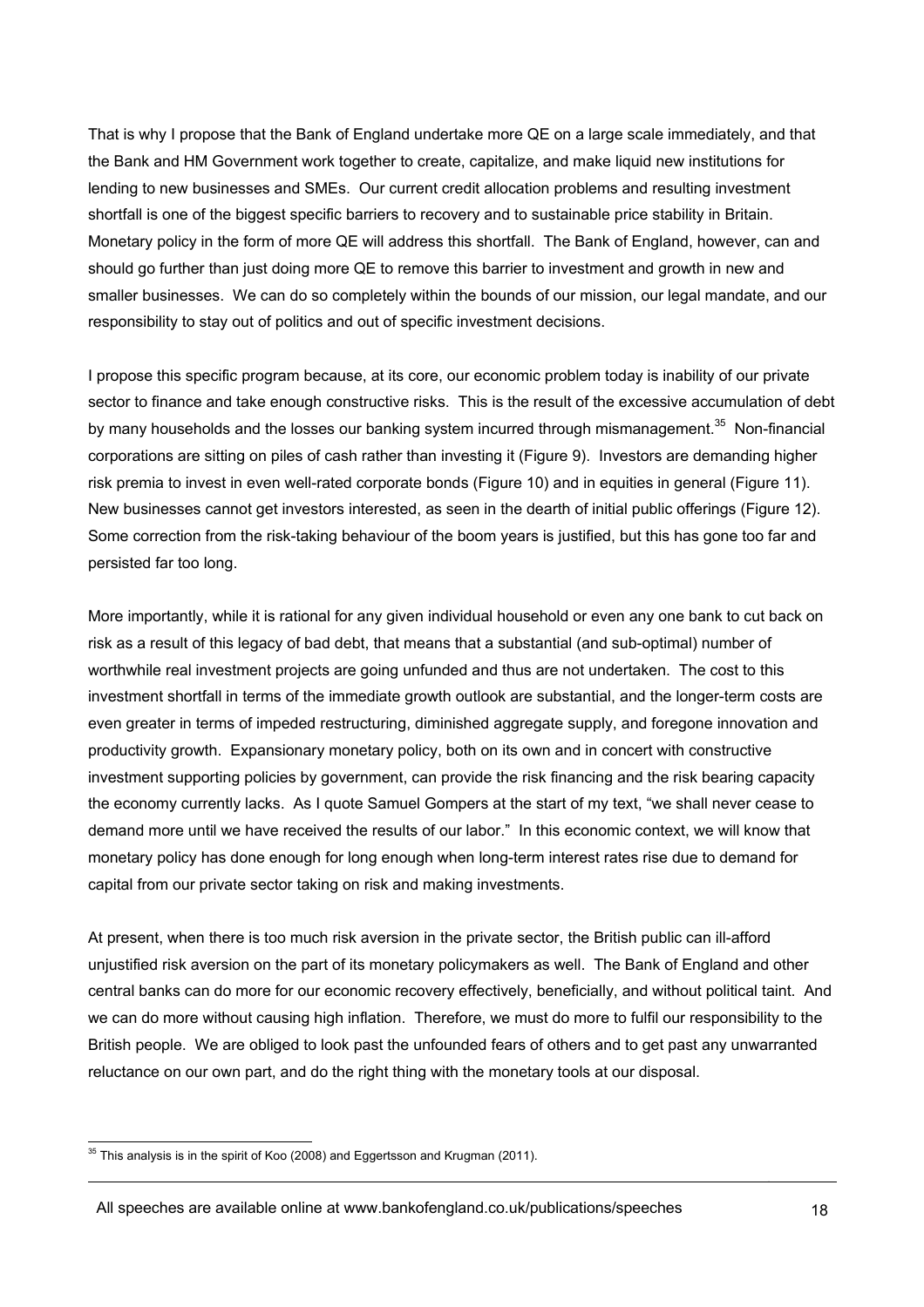That is why I propose that the Bank of England undertake more QE on a large scale immediately, and that the Bank and HM Government work together to create, capitalize, and make liquid new institutions for lending to new businesses and SMEs. Our current credit allocation problems and resulting investment shortfall is one of the biggest specific barriers to recovery and to sustainable price stability in Britain. Monetary policy in the form of more QE will address this shortfall. The Bank of England, however, can and should go further than just doing more QE to remove this barrier to investment and growth in new and smaller businesses. We can do so completely within the bounds of our mission, our legal mandate, and our responsibility to stay out of politics and out of specific investment decisions.

I propose this specific program because, at its core, our economic problem today is inability of our private sector to finance and take enough constructive risks. This is the result of the excessive accumulation of debt by many households and the losses our banking system incurred through mismanagement.[35] Non-financial corporations are sitting on piles of cash rather than investing it (Figure 9). Investors are demanding higher risk premia to invest in even well-rated corporate bonds (Figure 10) and in equities in general (Figure 11). New businesses cannot get investors interested, as seen in the dearth of initial public offerings (Figure 12). Some correction from the risk-taking behaviour of the boom years is justified, but this has gone too far and persisted far too long.

More importantly, while it is rational for any given individual household or even any one bank to cut back on risk as a result of this legacy of bad debt, that means that a substantial (and sub-optimal) number of worthwhile real investment projects are going unfunded and thus are not undertaken. The cost to this investment shortfall in terms of the immediate growth outlook are substantial, and the longer-term costs are even greater in terms of impeded restructuring, diminished aggregate supply, and foregone innovation and productivity growth. Expansionary monetary policy, both on its own and in concert with constructive investment supporting policies by government, can provide the risk financing and the risk bearing capacity the economy currently lacks. As I quote Samuel Gompers at the start of my text, "we shall never cease to demand more until we have received the results of our labor." In this economic context, we will know that monetary policy has done enough for long enough when long-term interest rates rise due to demand for capital from our private sector taking on risk and making investments.

At present, when there is too much risk aversion in the private sector, the British public can ill-afford unjustified risk aversion on the part of its monetary policymakers as well. The Bank of England and other central banks can do more for our economic recovery effectively, beneficially, and without political taint. And we can do more without causing high inflation. Therefore, we must do more to fulfil our responsibility to the British people. We are obliged to look past the unfounded fears of others and to get past any unwarranted reluctance on our own part, and do the right thing with the monetary tools at our disposal.

---

[35] This analysis is in the spirit of Koo (2008) and Eggertsson and Krugman (2011).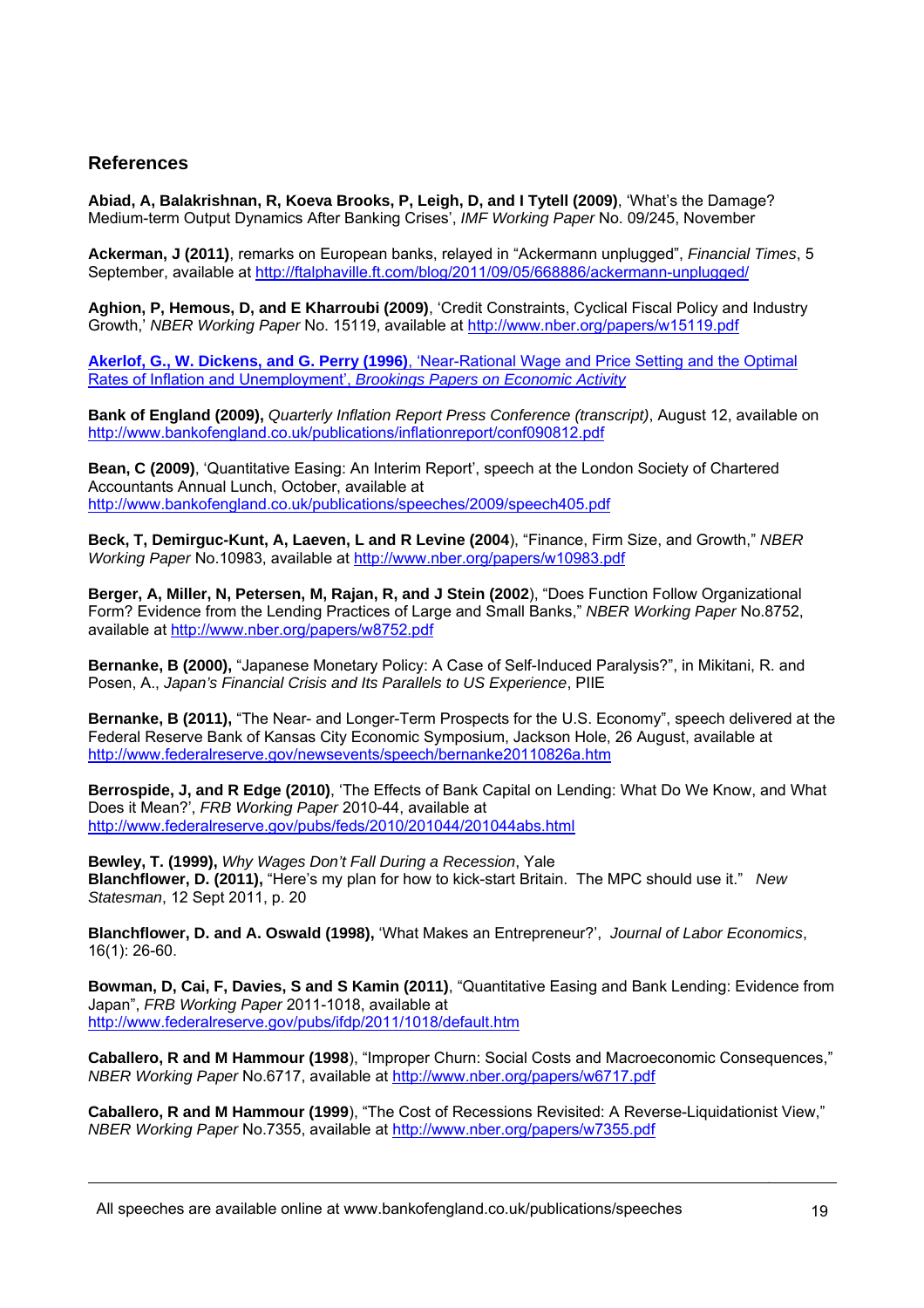## References

**Abiad, A, Balakrishnan, R, Koeva Brooks, P, Leigh, D, and I Tytell (2009)**, 'What's the Damage? Medium-term Output Dynamics After Banking Crises', *IMF Working Paper* No. 09/245, November

**Ackerman, J (2011)**, remarks on European banks, relayed in "Ackermann unplugged", *Financial Times*, 5 September, available at http://ftalphaville.ft.com/blog/2011/09/05/668886/ackermann-unplugged/

**Aghion, P, Hemous, D, and E Kharroubi (2009)**, 'Credit Constraints, Cyclical Fiscal Policy and Industry Growth,' *NBER Working Paper* No. 15119, available at http://www.nber.org/papers/w15119.pdf

**Akerlof, G., W. Dickens, and G. Perry (1996)**, 'Near-Rational Wage and Price Setting and the Optimal Rates of Inflation and Unemployment', *Brookings Papers on Economic Activity*

**Bank of England (2009),** *Quarterly Inflation Report Press Conference (transcript)*, August 12, available on http://www.bankofengland.co.uk/publications/inflationreport/conf090812.pdf

**Bean, C (2009)**, 'Quantitative Easing: An Interim Report', speech at the London Society of Chartered Accountants Annual Lunch, October, available at http://www.bankofengland.co.uk/publications/speeches/2009/speech405.pdf

**Beck, T, Demirguc-Kunt, A, Laeven, L and R Levine (2004**), "Finance, Firm Size, and Growth," *NBER Working Paper* No.10983, available at http://www.nber.org/papers/w10983.pdf

**Berger, A, Miller, N, Petersen, M, Rajan, R, and J Stein (2002**), "Does Function Follow Organizational Form? Evidence from the Lending Practices of Large and Small Banks," *NBER Working Paper* No.8752, available at http://www.nber.org/papers/w8752.pdf

**Bernanke, B (2000),** "Japanese Monetary Policy: A Case of Self-Induced Paralysis?", in Mikitani, R. and Posen, A., *Japan's Financial Crisis and Its Parallels to US Experience*, PIIE

**Bernanke, B (2011),** "The Near- and Longer-Term Prospects for the U.S. Economy", speech delivered at the Federal Reserve Bank of Kansas City Economic Symposium, Jackson Hole, 26 August, available at http://www.federalreserve.gov/newsevents/speech/bernanke20110826a.htm

**Berrospide, J, and R Edge (2010)**, 'The Effects of Bank Capital on Lending: What Do We Know, and What Does it Mean?', *FRB Working Paper* 2010-44, available at http://www.federalreserve.gov/pubs/feds/2010/201044/201044abs.html

**Bewley, T. (1999),** *Why Wages Don't Fall During a Recession*, Yale

**Blanchflower, D. (2011),** "Here's my plan for how to kick-start Britain. The MPC should use it." *New Statesman*, 12 Sept 2011, p. 20

**Blanchflower, D. and A. Oswald (1998),** 'What Makes an Entrepreneur?', *Journal of Labor Economics*, 16(1): 26-60.

**Bowman, D, Cai, F, Davies, S and S Kamin (2011)**, "Quantitative Easing and Bank Lending: Evidence from Japan", *FRB Working Paper* 2011-1018, available at http://www.federalreserve.gov/pubs/ifdp/2011/1018/default.htm

**Caballero, R and M Hammour (1998**), "Improper Churn: Social Costs and Macroeconomic Consequences," *NBER Working Paper* No.6717, available at http://www.nber.org/papers/w6717.pdf

**Caballero, R and M Hammour (1999**), "The Cost of Recessions Revisited: A Reverse-Liquidationist View," *NBER Working Paper* No.7355, available at http://www.nber.org/papers/w7355.pdf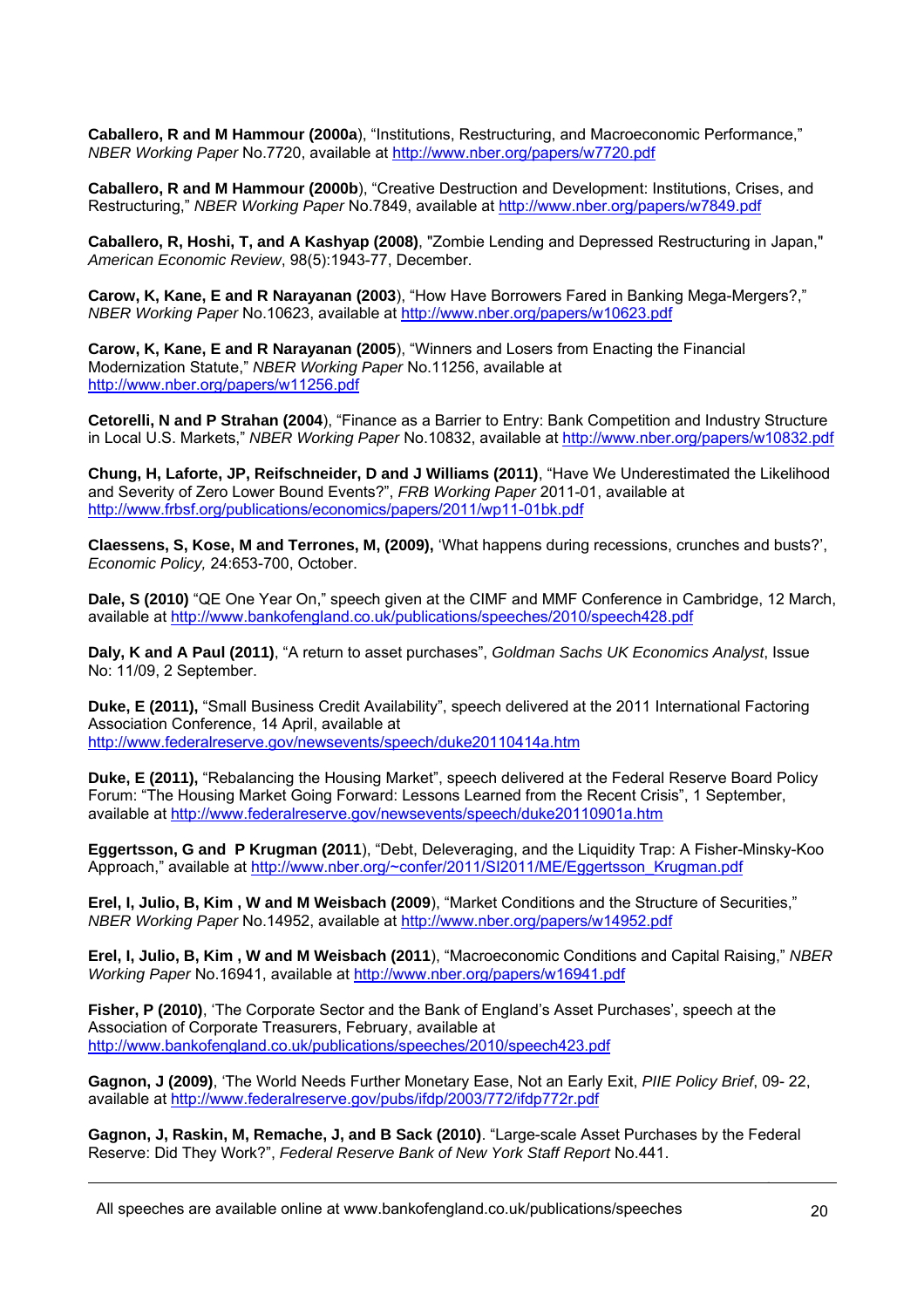**Caballero, R and M Hammour (2000a**), "Institutions, Restructuring, and Macroeconomic Performance," *NBER Working Paper* No.7720, available at http://www.nber.org/papers/w7720.pdf

**Caballero, R and M Hammour (2000b**), "Creative Destruction and Development: Institutions, Crises, and Restructuring," *NBER Working Paper* No.7849, available at http://www.nber.org/papers/w7849.pdf

**Caballero, R, Hoshi, T, and A Kashyap (2008)**, "Zombie Lending and Depressed Restructuring in Japan," *American Economic Review*, 98(5):1943-77, December.

**Carow, K, Kane, E and R Narayanan (2003**), "How Have Borrowers Fared in Banking Mega-Mergers?," *NBER Working Paper* No.10623, available at http://www.nber.org/papers/w10623.pdf

**Carow, K, Kane, E and R Narayanan (2005**), "Winners and Losers from Enacting the Financial Modernization Statute," *NBER Working Paper* No.11256, available at http://www.nber.org/papers/w11256.pdf

**Cetorelli, N and P Strahan (2004**), "Finance as a Barrier to Entry: Bank Competition and Industry Structure in Local U.S. Markets," *NBER Working Paper* No.10832, available at http://www.nber.org/papers/w10832.pdf

**Chung, H, Laforte, JP, Reifschneider, D and J Williams (2011)**, "Have We Underestimated the Likelihood and Severity of Zero Lower Bound Events?", *FRB Working Paper* 2011-01, available at http://www.frbsf.org/publications/economics/papers/2011/wp11-01bk.pdf

**Claessens, S, Kose, M and Terrones, M, (2009),** 'What happens during recessions, crunches and busts?', *Economic Policy,* 24:653-700, October.

**Dale, S (2010)** "QE One Year On," speech given at the CIMF and MMF Conference in Cambridge, 12 March, available at http://www.bankofengland.co.uk/publications/speeches/2010/speech428.pdf

**Daly, K and A Paul (2011)**, "A return to asset purchases", *Goldman Sachs UK Economics Analyst*, Issue No: 11/09, 2 September.

**Duke, E (2011),** "Small Business Credit Availability", speech delivered at the 2011 International Factoring Association Conference, 14 April, available at http://www.federalreserve.gov/newsevents/speech/duke20110414a.htm

**Duke, E (2011),** "Rebalancing the Housing Market", speech delivered at the Federal Reserve Board Policy Forum: "The Housing Market Going Forward: Lessons Learned from the Recent Crisis", 1 September, available at http://www.federalreserve.gov/newsevents/speech/duke20110901a.htm

**Eggertsson, G and P Krugman (2011**), "Debt, Deleveraging, and the Liquidity Trap: A Fisher-Minsky-Koo Approach," available at http://www.nber.org/~confer/2011/SI2011/ME/Eggertsson_Krugman.pdf

**Erel, I, Julio, B, Kim , W and M Weisbach (2009**), "Market Conditions and the Structure of Securities," *NBER Working Paper* No.14952, available at http://www.nber.org/papers/w14952.pdf

**Erel, I, Julio, B, Kim , W and M Weisbach (2011**), "Macroeconomic Conditions and Capital Raising," *NBER Working Paper* No.16941, available at http://www.nber.org/papers/w16941.pdf

**Fisher, P (2010)**, 'The Corporate Sector and the Bank of England's Asset Purchases', speech at the Association of Corporate Treasurers, February, available at http://www.bankofengland.co.uk/publications/speeches/2010/speech423.pdf

**Gagnon, J (2009)**, 'The World Needs Further Monetary Ease, Not an Early Exit, *PIIE Policy Brief*, 09- 22, available at http://www.federalreserve.gov/pubs/ifdp/2003/772/ifdp772r.pdf

**Gagnon, J, Raskin, M, Remache, J, and B Sack (2010)**. "Large-scale Asset Purchases by the Federal Reserve: Did They Work?", *Federal Reserve Bank of New York Staff Report* No.441.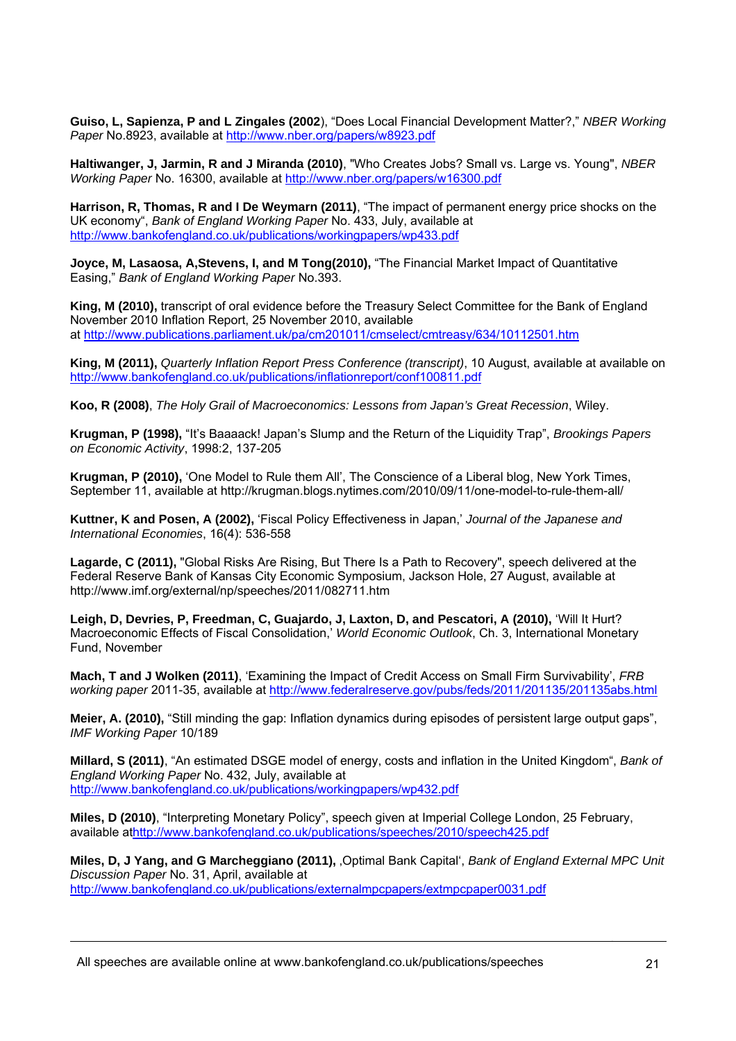**Guiso, L, Sapienza, P and L Zingales (2002**), "Does Local Financial Development Matter?," *NBER Working Paper* No.8923, available at http://www.nber.org/papers/w8923.pdf

**Haltiwanger, J, Jarmin, R and J Miranda (2010)**, "Who Creates Jobs? Small vs. Large vs. Young", *NBER Working Paper* No. 16300, available at http://www.nber.org/papers/w16300.pdf

**Harrison, R, Thomas, R and I De Weymarn (2011)**, "The impact of permanent energy price shocks on the UK economy", *Bank of England Working Paper* No. 433, July, available at http://www.bankofengland.co.uk/publications/workingpapers/wp433.pdf

**Joyce, M, Lasaosa, A,Stevens, I, and M Tong(2010),** "The Financial Market Impact of Quantitative Easing," *Bank of England Working Paper* No.393.

**King, M (2010),** transcript of oral evidence before the Treasury Select Committee for the Bank of England November 2010 Inflation Report, 25 November 2010, available at http://www.publications.parliament.uk/pa/cm201011/cmselect/cmtreasy/634/10112501.htm

**King, M (2011),** *Quarterly Inflation Report Press Conference (transcript)*, 10 August, available at available on http://www.bankofengland.co.uk/publications/inflationreport/conf100811.pdf

**Koo, R (2008)**, *The Holy Grail of Macroeconomics: Lessons from Japan's Great Recession*, Wiley.

**Krugman, P (1998),** "It's Baaaack! Japan's Slump and the Return of the Liquidity Trap", *Brookings Papers on Economic Activity*, 1998:2, 137-205

**Krugman, P (2010),** 'One Model to Rule them All', The Conscience of a Liberal blog, New York Times, September 11, available at http://krugman.blogs.nytimes.com/2010/09/11/one-model-to-rule-them-all/

**Kuttner, K and Posen, A (2002),** 'Fiscal Policy Effectiveness in Japan,' *Journal of the Japanese and International Economies*, 16(4): 536-558

**Lagarde, C (2011),** "Global Risks Are Rising, But There Is a Path to Recovery", speech delivered at the Federal Reserve Bank of Kansas City Economic Symposium, Jackson Hole, 27 August, available at http://www.imf.org/external/np/speeches/2011/082711.htm

**Leigh, D, Devries, P, Freedman, C, Guajardo, J, Laxton, D, and Pescatori, A (2010),** 'Will It Hurt? Macroeconomic Effects of Fiscal Consolidation,' *World Economic Outlook*, Ch. 3, International Monetary Fund, November

**Mach, T and J Wolken (2011)**, 'Examining the Impact of Credit Access on Small Firm Survivability', *FRB working paper* 2011-35, available at http://www.federalreserve.gov/pubs/feds/2011/201135/201135abs.html

**Meier, A. (2010),** "Still minding the gap: Inflation dynamics during episodes of persistent large output gaps", *IMF Working Paper* 10/189

**Millard, S (2011)**, "An estimated DSGE model of energy, costs and inflation in the United Kingdom", *Bank of England Working Paper* No. 432, July, available at http://www.bankofengland.co.uk/publications/workingpapers/wp432.pdf

**Miles, D (2010)**, "Interpreting Monetary Policy", speech given at Imperial College London, 25 February, available athttp://www.bankofengland.co.uk/publications/speeches/2010/speech425.pdf

**Miles, D, J Yang, and G Marcheggiano (2011),** ‚Optimal Bank Capital', *Bank of England External MPC Unit Discussion Paper* No. 31, April, available at http://www.bankofengland.co.uk/publications/externalmpcpapers/extmpcpaper0031.pdf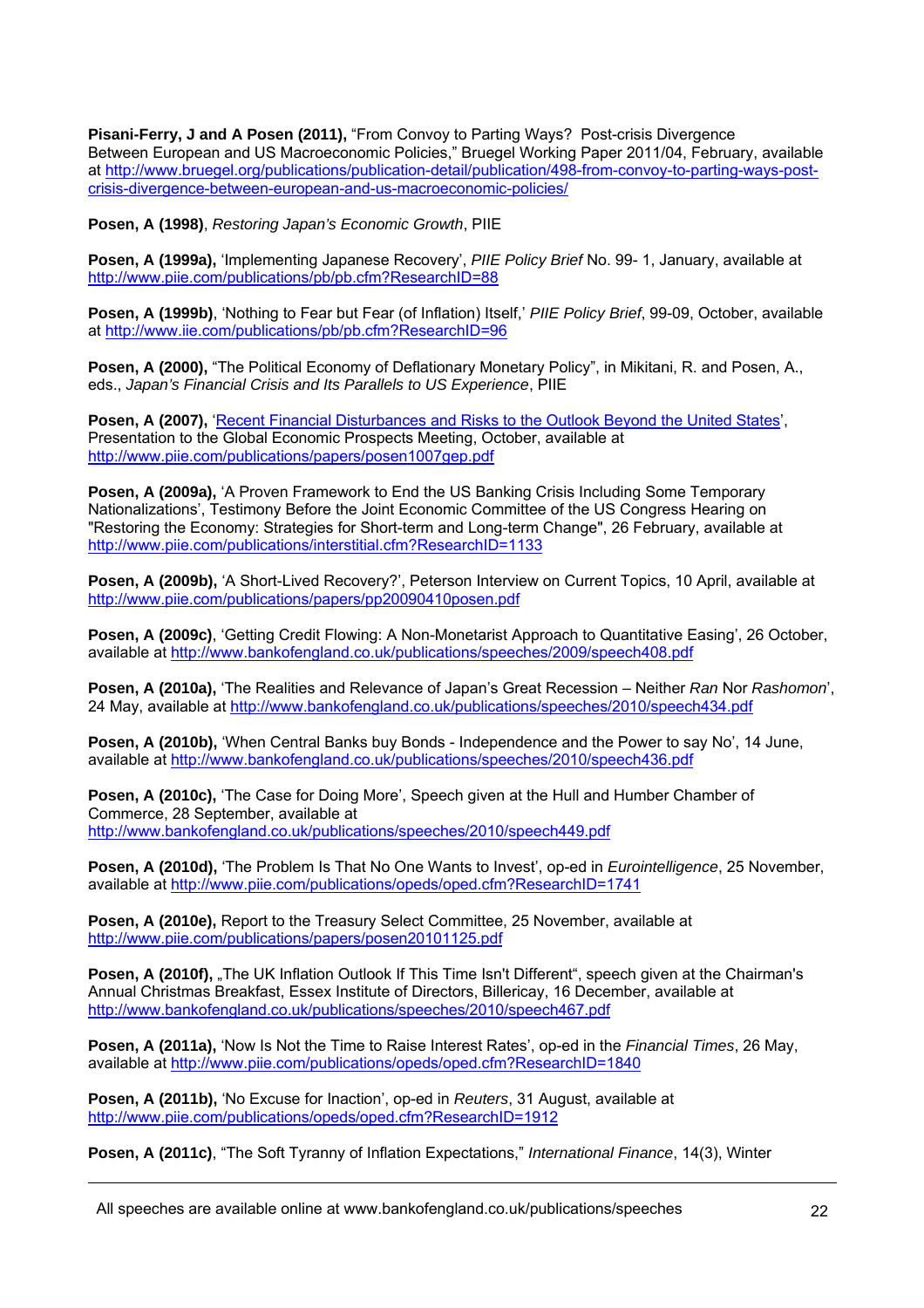**Pisani-Ferry, J and A Posen (2011),** "From Convoy to Parting Ways? Post-crisis Divergence Between European and US Macroeconomic Policies," Bruegel Working Paper 2011/04, February, available at http://www.bruegel.org/publications/publication-detail/publication/498-from-convoy-to-parting-ways-post-crisis-divergence-between-european-and-us-macroeconomic-policies/

**Posen, A (1998)**, *Restoring Japan's Economic Growth*, PIIE

**Posen, A (1999a),** 'Implementing Japanese Recovery', *PIIE Policy Brief* No. 99- 1, January, available at http://www.piie.com/publications/pb/pb.cfm?ResearchID=88

**Posen, A (1999b)**, 'Nothing to Fear but Fear (of Inflation) Itself,' *PIIE Policy Brief*, 99-09, October, available at http://www.iie.com/publications/pb/pb.cfm?ResearchID=96

**Posen, A (2000),** "The Political Economy of Deflationary Monetary Policy", in Mikitani, R. and Posen, A., eds., *Japan's Financial Crisis and Its Parallels to US Experience*, PIIE

**Posen, A (2007),** 'Recent Financial Disturbances and Risks to the Outlook Beyond the United States', Presentation to the Global Economic Prospects Meeting, October, available at http://www.piie.com/publications/papers/posen1007gep.pdf

**Posen, A (2009a),** 'A Proven Framework to End the US Banking Crisis Including Some Temporary Nationalizations', Testimony Before the Joint Economic Committee of the US Congress Hearing on "Restoring the Economy: Strategies for Short-term and Long-term Change", 26 February, available at http://www.piie.com/publications/interstitial.cfm?ResearchID=1133

**Posen, A (2009b)**, 'A Short-Lived Recovery?', Peterson Interview on Current Topics, 10 April, available at http://www.piie.com/publications/papers/pp20090410posen.pdf

**Posen, A (2009c)**, 'Getting Credit Flowing: A Non-Monetarist Approach to Quantitative Easing', 26 October, available at http://www.bankofengland.co.uk/publications/speeches/2009/speech408.pdf

**Posen, A (2010a),** 'The Realities and Relevance of Japan's Great Recession – Neither *Ran* Nor *Rashomon*', 24 May, available at http://www.bankofengland.co.uk/publications/speeches/2010/speech434.pdf

**Posen, A (2010b),** 'When Central Banks buy Bonds - Independence and the Power to say No', 14 June, available at http://www.bankofengland.co.uk/publications/speeches/2010/speech436.pdf

**Posen, A (2010c),** 'The Case for Doing More', Speech given at the Hull and Humber Chamber of Commerce, 28 September, available at http://www.bankofengland.co.uk/publications/speeches/2010/speech449.pdf

**Posen, A (2010d),** 'The Problem Is That No One Wants to Invest', op-ed in *Eurointelligence*, 25 November, available at http://www.piie.com/publications/opeds/oped.cfm?ResearchID=1741

**Posen, A (2010e),** Report to the Treasury Select Committee, 25 November, available at http://www.piie.com/publications/papers/posen20101125.pdf

**Posen, A (2010f),** „The UK Inflation Outlook If This Time Isn't Different", speech given at the Chairman's Annual Christmas Breakfast, Essex Institute of Directors, Billericay, 16 December, available at http://www.bankofengland.co.uk/publications/speeches/2010/speech467.pdf

**Posen, A (2011a),** 'Now Is Not the Time to Raise Interest Rates', op-ed in the *Financial Times*, 26 May, available at http://www.piie.com/publications/opeds/oped.cfm?ResearchID=1840

**Posen, A (2011b),** 'No Excuse for Inaction', op-ed in *Reuters*, 31 August, available at http://www.piie.com/publications/opeds/oped.cfm?ResearchID=1912

**Posen, A (2011c)**, "The Soft Tyranny of Inflation Expectations," *International Finance*, 14(3), Winter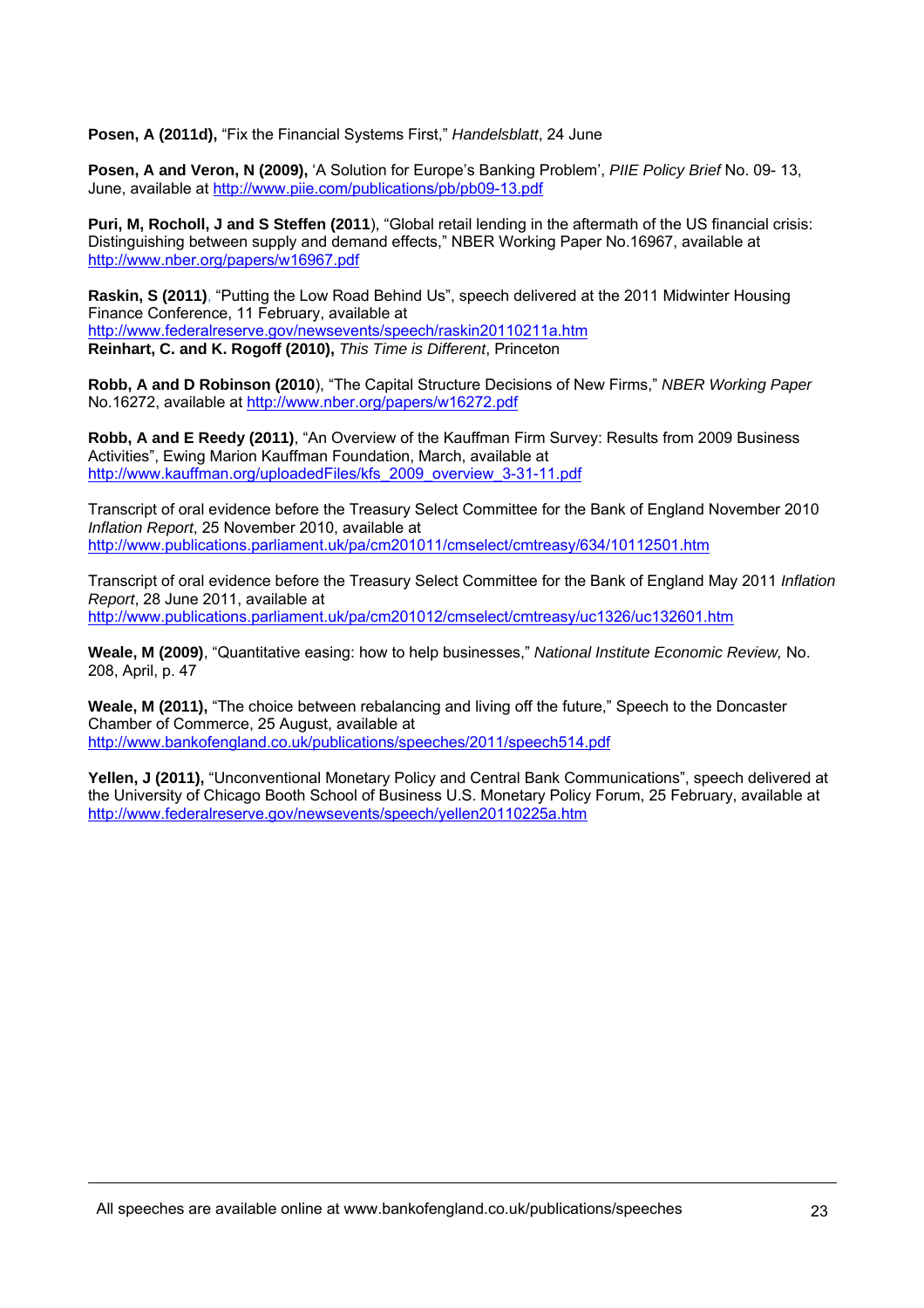**Posen, A (2011d),** "Fix the Financial Systems First," *Handelsblatt*, 24 June

**Posen, A and Veron, N (2009),** 'A Solution for Europe's Banking Problem', *PIIE Policy Brief* No. 09- 13, June, available at http://www.piie.com/publications/pb/pb09-13.pdf

**Puri, M, Rocholl, J and S Steffen (2011**), "Global retail lending in the aftermath of the US financial crisis: Distinguishing between supply and demand effects," NBER Working Paper No.16967, available at http://www.nber.org/papers/w16967.pdf

**Raskin, S (2011)**, "Putting the Low Road Behind Us", speech delivered at the 2011 Midwinter Housing Finance Conference, 11 February, available at http://www.federalreserve.gov/newsevents/speech/raskin20110211a.htm

**Reinhart, C. and K. Rogoff (2010),** *This Time is Different*, Princeton

**Robb, A and D Robinson (2010**), "The Capital Structure Decisions of New Firms," *NBER Working Paper* No.16272, available at http://www.nber.org/papers/w16272.pdf

**Robb, A and E Reedy (2011)**, "An Overview of the Kauffman Firm Survey: Results from 2009 Business Activities", Ewing Marion Kauffman Foundation, March, available at http://www.kauffman.org/uploadedFiles/kfs_2009_overview_3-31-11.pdf

Transcript of oral evidence before the Treasury Select Committee for the Bank of England November 2010 *Inflation Report*, 25 November 2010, available at http://www.publications.parliament.uk/pa/cm201011/cmselect/cmtreasy/634/10112501.htm

Transcript of oral evidence before the Treasury Select Committee for the Bank of England May 2011 *Inflation Report*, 28 June 2011, available at http://www.publications.parliament.uk/pa/cm201012/cmselect/cmtreasy/uc1326/uc132601.htm

**Weale, M (2009)**, "Quantitative easing: how to help businesses," *National Institute Economic Review,* No. 208, April, p. 47

**Weale, M (2011),** "The choice between rebalancing and living off the future," Speech to the Doncaster Chamber of Commerce, 25 August, available at http://www.bankofengland.co.uk/publications/speeches/2011/speech514.pdf

**Yellen, J (2011),** "Unconventional Monetary Policy and Central Bank Communications", speech delivered at the University of Chicago Booth School of Business U.S. Monetary Policy Forum, 25 February, available at http://www.federalreserve.gov/newsevents/speech/yellen20110225a.htm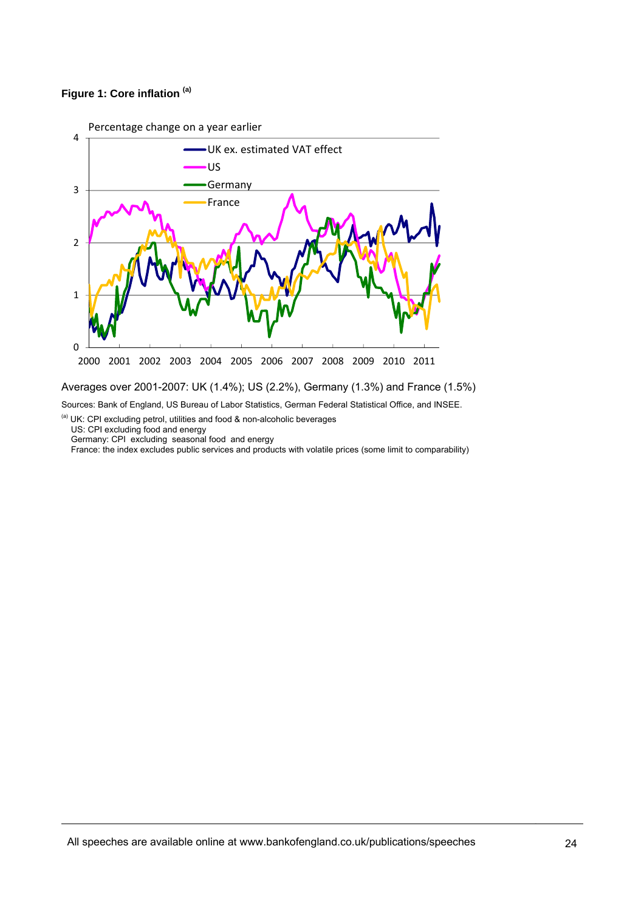**Figure 1: Core inflation [(a)]**

Averages over 2001-2007: UK (1.4%); US (2.2%), Germany (1.3%) and France (1.5%)

Sources: Bank of England, US Bureau of Labor Statistics, German Federal Statistical Office, and INSEE.

[(a)] UK: CPI excluding petrol, utilities and food & non-alcoholic beverages
US: CPI excluding food and energy
Germany: CPI excluding seasonal food and energy
France: the index excludes public services and products with volatile prices (some limit to comparability)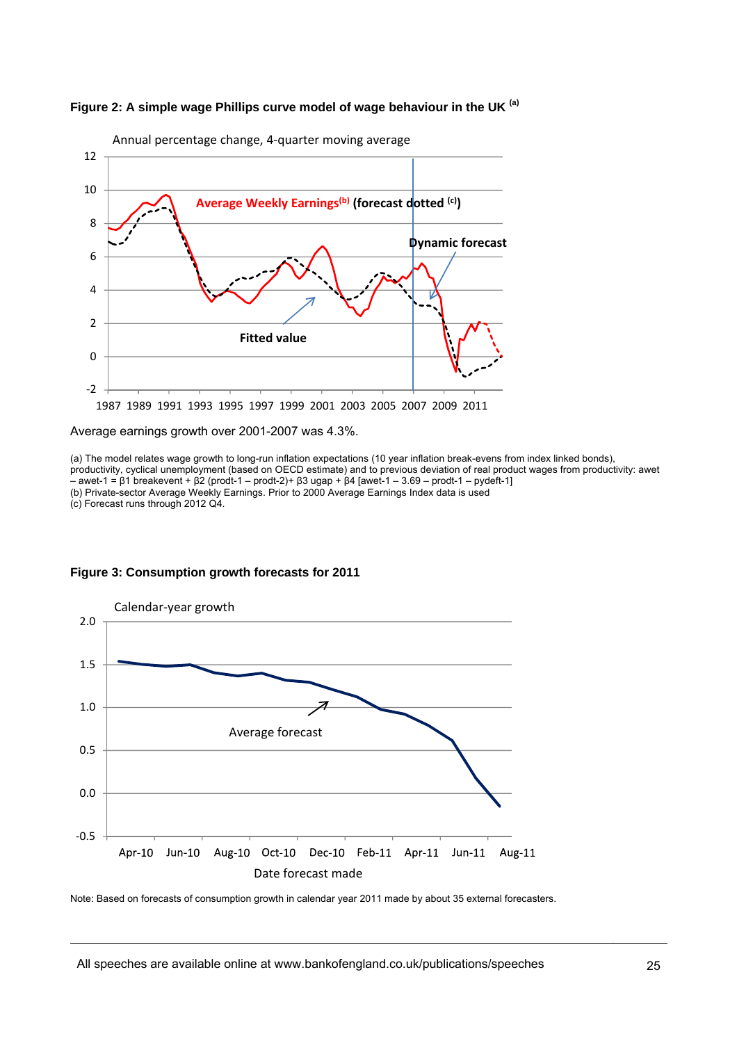**Figure 2: A simple wage Phillips curve model of wage behaviour in the UK [(a)]**

Annual percentage change, 4-quarter moving average

Average Weekly Earnings[(b)] (forecast dotted [(c)])

Dynamic forecast

Fitted value

Average earnings growth over 2001-2007 was 4.3%.

(a) The model relates wage growth to long-run inflation expectations (10 year inflation break-evens from index linked bonds), productivity, cyclical unemployment (based on OECD estimate) and to previous deviation of real product wages from productivity: awet – awet-1 = β1 breakevent + β2 (prodt-1 – prodt-2)+ β3 ugap + β4 [awet-1 – 3.69 – prodt-1 – pydeft-1]
(b) Private-sector Average Weekly Earnings. Prior to 2000 Average Earnings Index data is used
(c) Forecast runs through 2012 Q4.

**Figure 3: Consumption growth forecasts for 2011**

Calendar-year growth

Average forecast

Date forecast made

Note: Based on forecasts of consumption growth in calendar year 2011 made by about 35 external forecasters.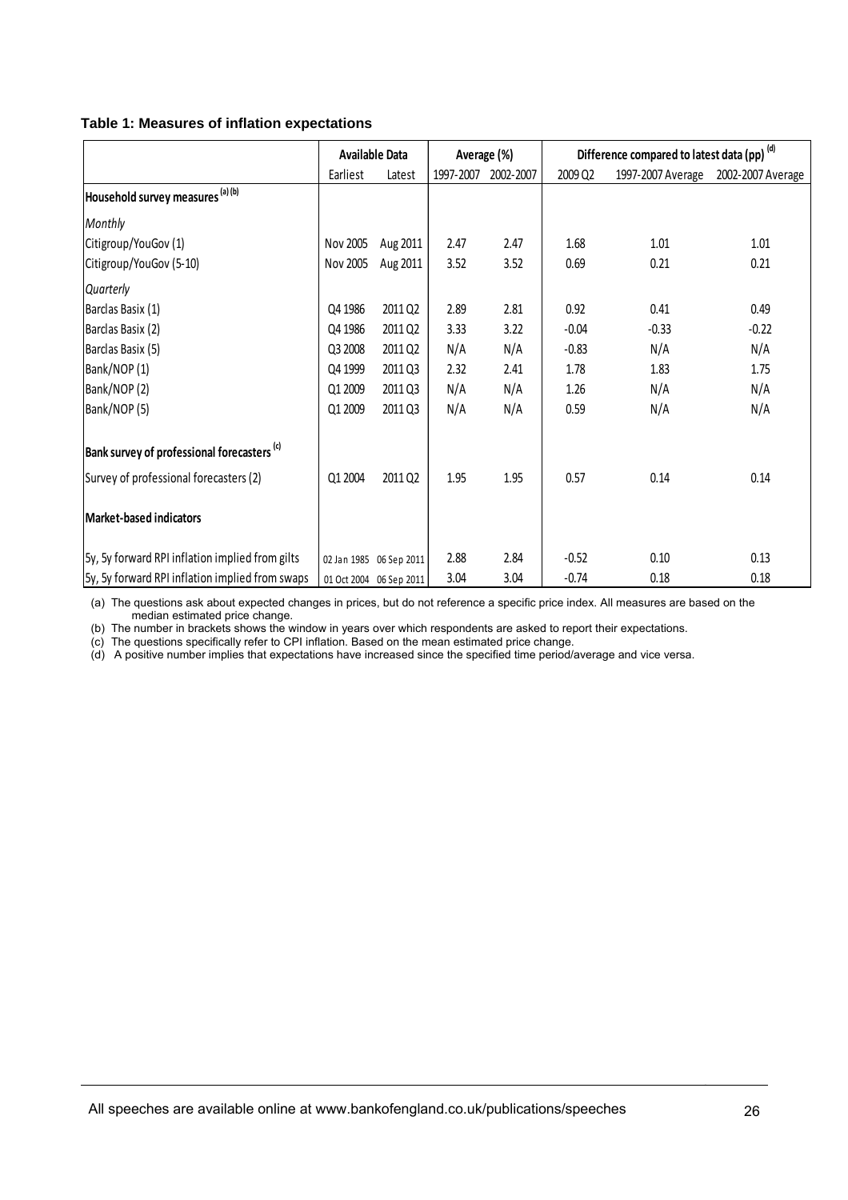**Table 1: Measures of inflation expectations**

| | Available Data | | Average (%) | | Difference compared to latest data (pp) [(d)] | | |
|---|---|---|---|---|---|---|---|
| | Earliest | Latest | 1997-2007 | 2002-2007 | 2009 Q2 | 1997-2007 Average | 2002-2007 Average |
| **Household survey measures [(a) (b)]** | | | | | | | |
| *Monthly* | | | | | | | |
| Citigroup/YouGov (1) | Nov 2005 | Aug 2011 | 2.47 | 2.47 | 1.68 | 1.01 | 1.01 |
| Citigroup/YouGov (5-10) | Nov 2005 | Aug 2011 | 3.52 | 3.52 | 0.69 | 0.21 | 0.21 |
| *Quarterly* | | | | | | | |
| Barclas Basix (1) | Q4 1986 | 2011 Q2 | 2.89 | 2.81 | 0.92 | 0.41 | 0.49 |
| Barclas Basix (2) | Q4 1986 | 2011 Q2 | 3.33 | 3.22 | -0.04 | -0.33 | -0.22 |
| Barclas Basix (5) | Q3 2008 | 2011 Q2 | N/A | N/A | -0.83 | N/A | N/A |
| Bank/NOP (1) | Q4 1999 | 2011 Q3 | 2.32 | 2.41 | 1.78 | 1.83 | 1.75 |
| Bank/NOP (2) | Q1 2009 | 2011 Q3 | N/A | N/A | 1.26 | N/A | N/A |
| Bank/NOP (5) | Q1 2009 | 2011 Q3 | N/A | N/A | 0.59 | N/A | N/A |
| **Bank survey of professional forecasters [(c)]** | | | | | | | |
| Survey of professional forecasters (2) | Q1 2004 | 2011 Q2 | 1.95 | 1.95 | 0.57 | 0.14 | 0.14 |
| **Market-based indicators** | | | | | | | |
| 5y, 5y forward RPI inflation implied from gilts | 02 Jan 1985 | 06 Sep 2011 | 2.88 | 2.84 | -0.52 | 0.10 | 0.13 |
| 5y, 5y forward RPI inflation implied from swaps | 01 Oct 2004 | 06 Sep 2011 | 3.04 | 3.04 | -0.74 | 0.18 | 0.18 |

(a) The questions ask about expected changes in prices, but do not reference a specific price index. All measures are based on the median estimated price change.
(b) The number in brackets shows the window in years over which respondents are asked to report their expectations.
(c) The questions specifically refer to CPI inflation. Based on the mean estimated price change.
(d) A positive number implies that expectations have increased since the specified time period/average and vice versa.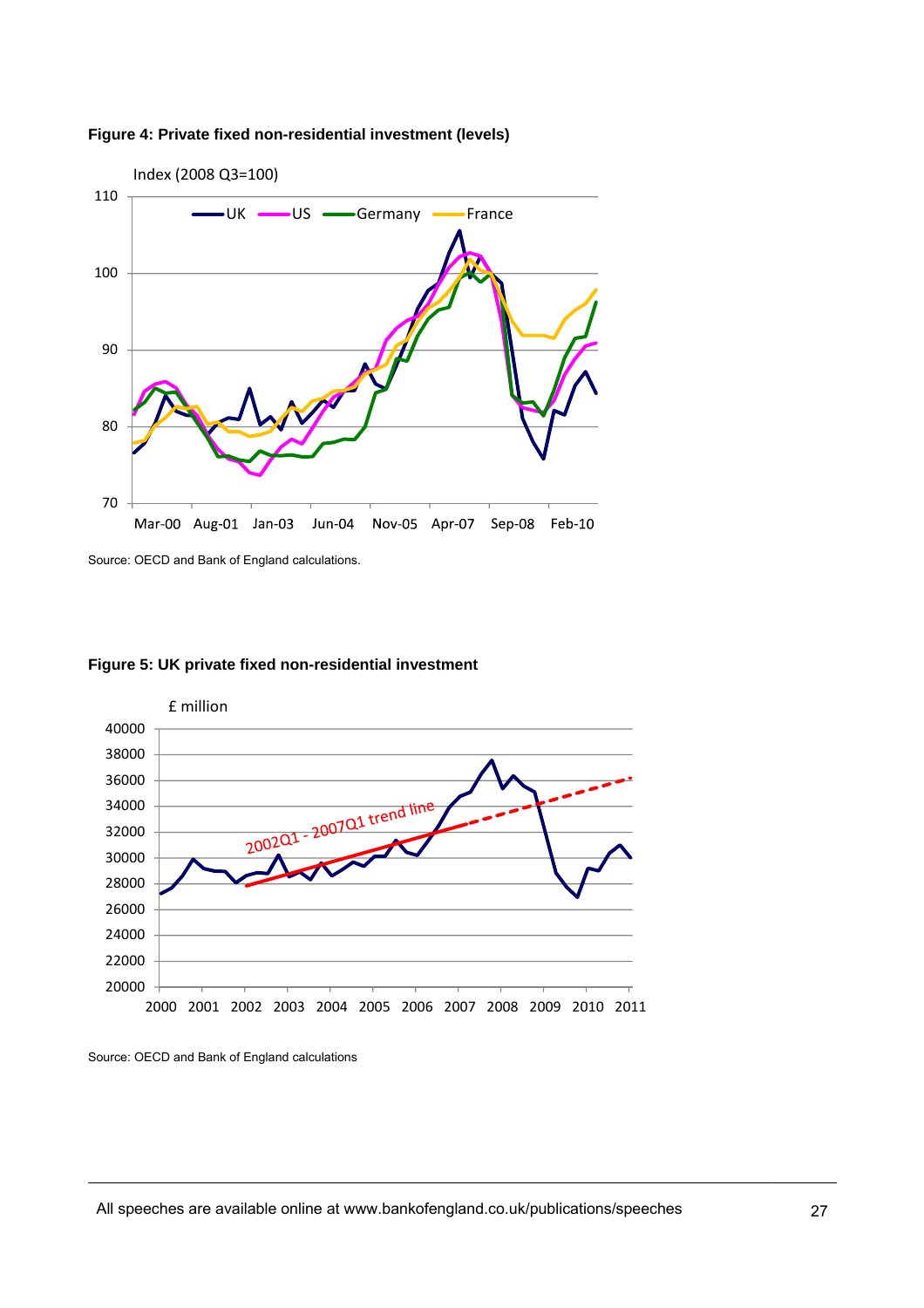**Figure 4: Private fixed non-residential investment (levels)**

Source: OECD and Bank of England calculations.

**Figure 5: UK private fixed non-residential investment**

Source: OECD and Bank of England calculations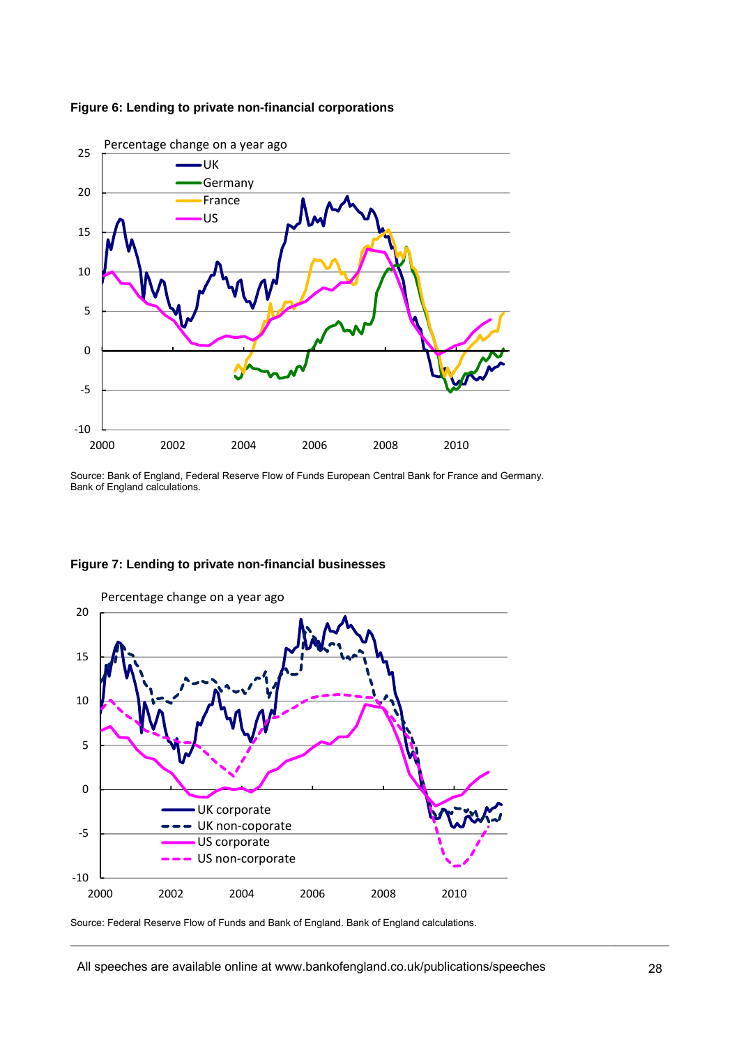**Figure 6: Lending to private non-financial corporations**

Source: Bank of England, Federal Reserve Flow of Funds European Central Bank for France and Germany. Bank of England calculations.

**Figure 7: Lending to private non-financial businesses**

Source: Federal Reserve Flow of Funds and Bank of England. Bank of England calculations.

All speeches are available online at www.bankofengland.co.uk/publications/speeches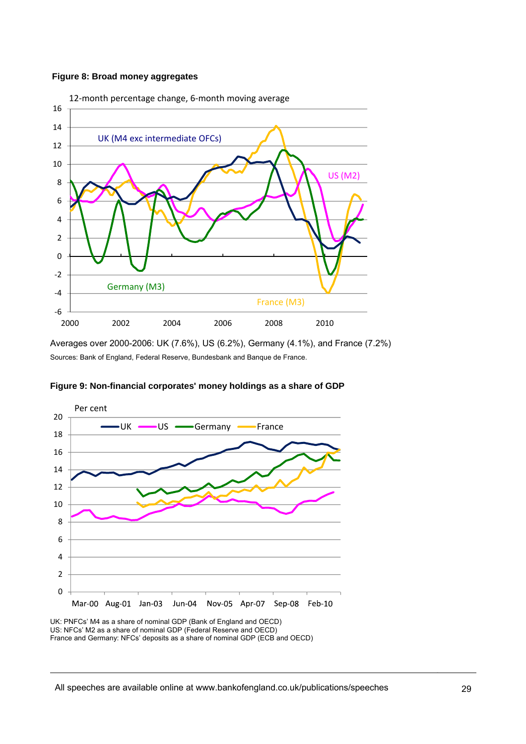**Figure 8: Broad money aggregates**

12-month percentage change, 6-month moving average

Averages over 2000-2006: UK (7.6%), US (6.2%), Germany (4.1%), and France (7.2%)

Sources: Bank of England, Federal Reserve, Bundesbank and Banque de France.

**Figure 9: Non-financial corporates' money holdings as a share of GDP**

Per cent

UK: PNFCs' M4 as a share of nominal GDP (Bank of England and OECD)
US: NFCs' M2 as a share of nominal GDP (Federal Reserve and OECD)
France and Germany: NFCs' deposits as a share of nominal GDP (ECB and OECD)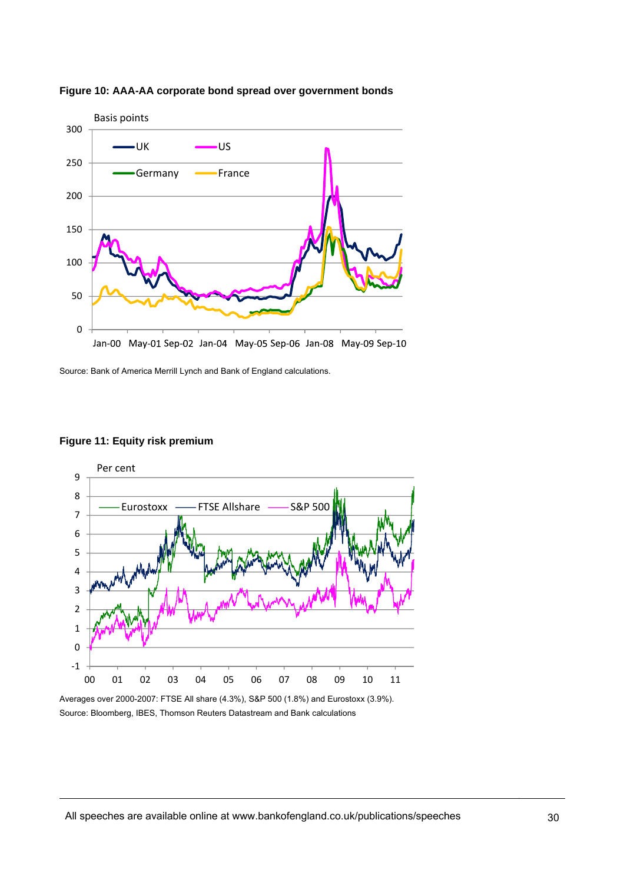**Figure 10: AAA-AA corporate bond spread over government bonds**

Source: Bank of America Merrill Lynch and Bank of England calculations.

**Figure 11: Equity risk premium**

Averages over 2000-2007: FTSE All share (4.3%), S&P 500 (1.8%) and Eurostoxx (3.9%).
Source: Bloomberg, IBES, Thomson Reuters Datastream and Bank calculations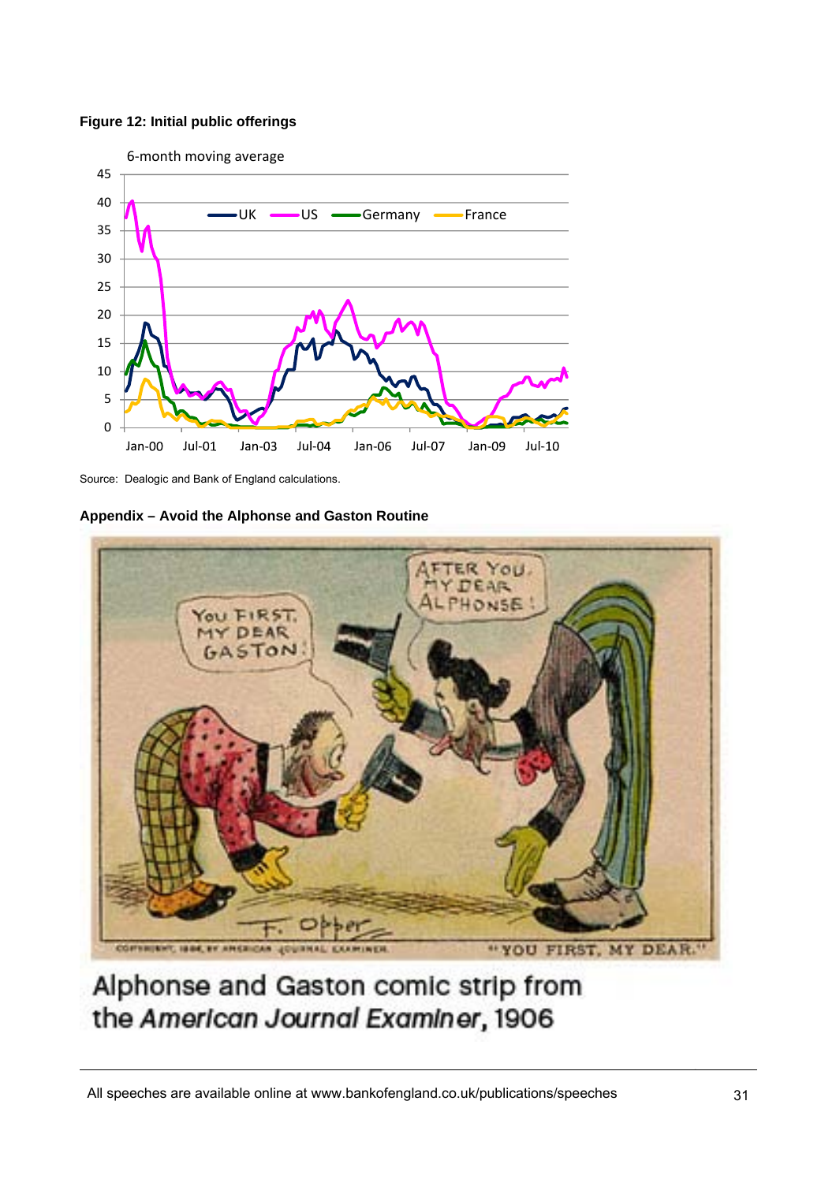**Figure 12: Initial public offerings**

6-month moving average

45
40
35
30
25
20
15
10
5
0

UK, US, Germany, France

Jan-00, Jul-01, Jan-03, Jul-04, Jan-06, Jul-07, Jan-09, Jul-10

Source: Dealogic and Bank of England calculations.

**Appendix – Avoid the Alphonse and Gaston Routine**

Alphonse and Gaston comic strip from the *American Journal Examiner*, 1906